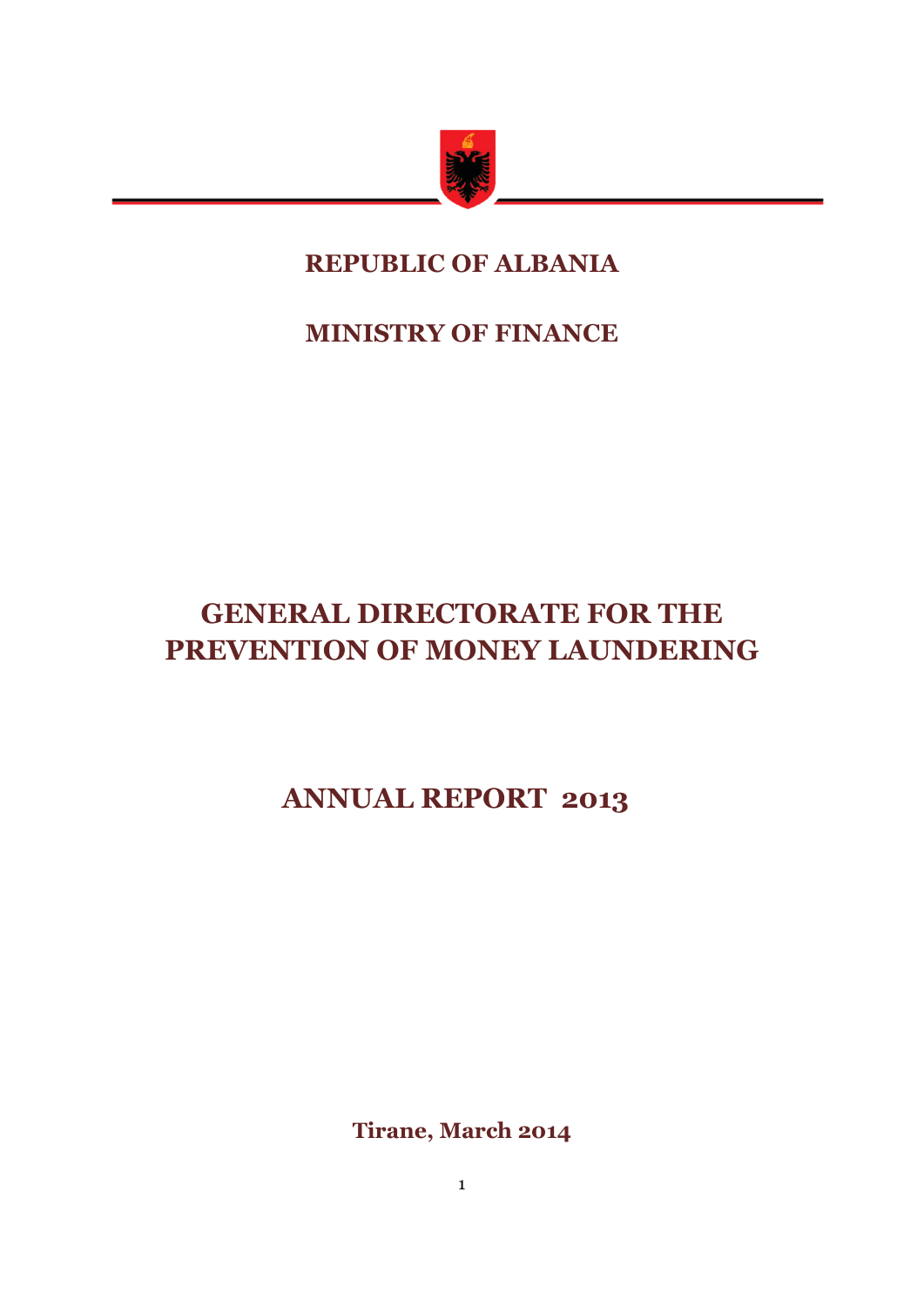**REPUBLIC OF ALBANIA**

**MINISTRY OF FINANCE**

# GENERAL DIRECTORATE FOR THE PREVENTION OF MONEY LAUNDERING

# ANNUAL REPORT 2013

**Tirane, March 2014**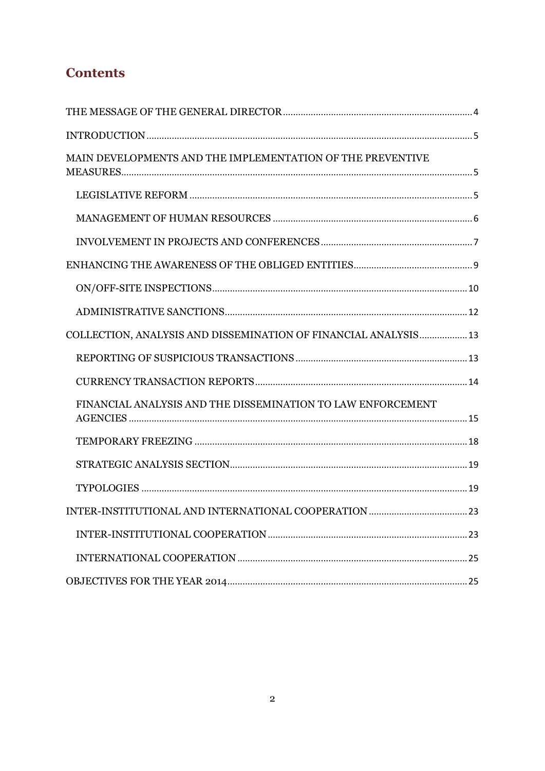## Contents

THE MESSAGE OF THE GENERAL DIRECTOR ........ 4

INTRODUCTION ........ 5

MAIN DEVELOPMENTS AND THE IMPLEMENTATION OF THE PREVENTIVE MEASURES ........ 5

- LEGISLATIVE REFORM ........ 5
- MANAGEMENT OF HUMAN RESOURCES ........ 6
- INVOLVEMENT IN PROJECTS AND CONFERENCES ........ 7

ENHANCING THE AWARENESS OF THE OBLIGED ENTITIES ........ 9

- ON/OFF-SITE INSPECTIONS ........ 10
- ADMINISTRATIVE SANCTIONS ........ 12

COLLECTION, ANALYSIS AND DISSEMINATION OF FINANCIAL ANALYSIS ........ 13

- REPORTING OF SUSPICIOUS TRANSACTIONS ........ 13
- CURRENCY TRANSACTION REPORTS ........ 14
- FINANCIAL ANALYSIS AND THE DISSEMINATION TO LAW ENFORCEMENT AGENCIES ........ 15
- TEMPORARY FREEZING ........ 18
- STRATEGIC ANALYSIS SECTION ........ 19
- TYPOLOGIES ........ 19

INTER-INSTITUTIONAL AND INTERNATIONAL COOPERATION ........ 23

- INTER-INSTITUTIONAL COOPERATION ........ 23
- INTERNATIONAL COOPERATION ........ 25

OBJECTIVES FOR THE YEAR 2014 ........ 25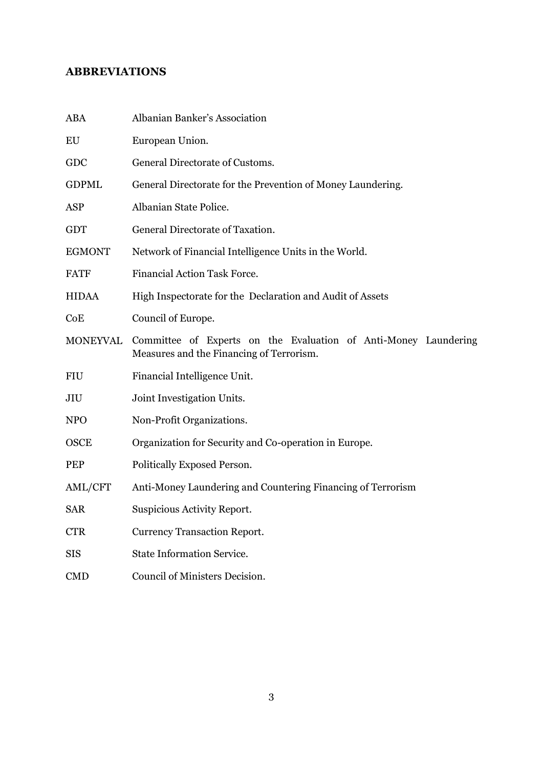## ABBREVIATIONS

| | |
|---|---|
| ABA | Albanian Banker's Association |
| EU | European Union. |
| GDC | General Directorate of Customs. |
| GDPML | General Directorate for the Prevention of Money Laundering. |
| ASP | Albanian State Police. |
| GDT | General Directorate of Taxation. |
| EGMONT | Network of Financial Intelligence Units in the World. |
| FATF | Financial Action Task Force. |
| HIDAA | High Inspectorate for the Declaration and Audit of Assets |
| CoE | Council of Europe. |
| MONEYVAL | Committee of Experts on the Evaluation of Anti-Money Laundering Measures and the Financing of Terrorism. |
| FIU | Financial Intelligence Unit. |
| JIU | Joint Investigation Units. |
| NPO | Non-Profit Organizations. |
| OSCE | Organization for Security and Co-operation in Europe. |
| PEP | Politically Exposed Person. |
| AML/CFT | Anti-Money Laundering and Countering Financing of Terrorism |
| SAR | Suspicious Activity Report. |
| CTR | Currency Transaction Report. |
| SIS | State Information Service. |
| CMD | Council of Ministers Decision. |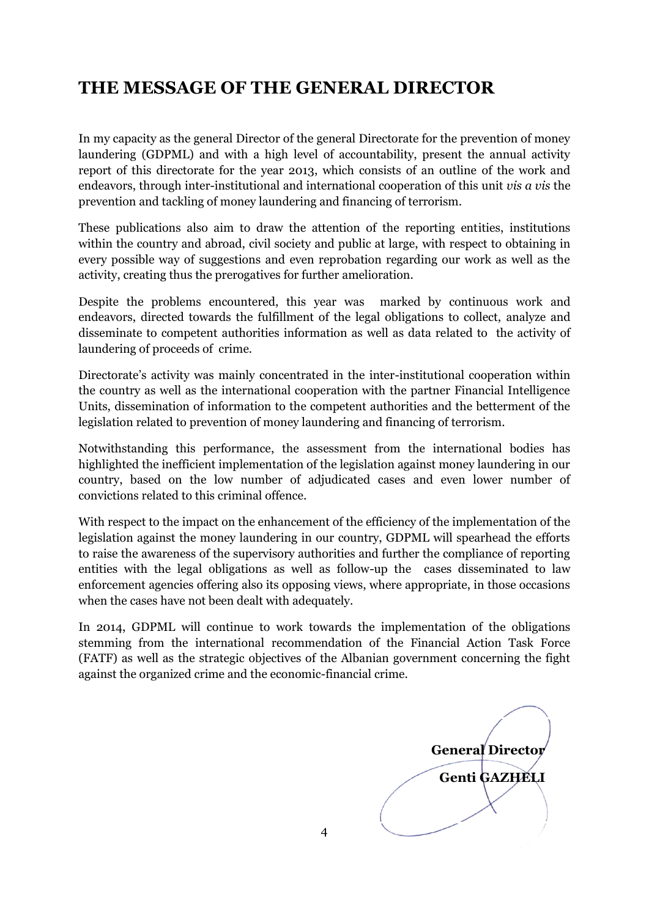# THE MESSAGE OF THE GENERAL DIRECTOR

In my capacity as the general Director of the general Directorate for the prevention of money laundering (GDPML) and with a high level of accountability, present the annual activity report of this directorate for the year 2013, which consists of an outline of the work and endeavors, through inter-institutional and international cooperation of this unit *vis a vis* the prevention and tackling of money laundering and financing of terrorism.

These publications also aim to draw the attention of the reporting entities, institutions within the country and abroad, civil society and public at large, with respect to obtaining in every possible way of suggestions and even reprobation regarding our work as well as the activity, creating thus the prerogatives for further amelioration.

Despite the problems encountered, this year was marked by continuous work and endeavors, directed towards the fulfillment of the legal obligations to collect, analyze and disseminate to competent authorities information as well as data related to the activity of laundering of proceeds of crime.

Directorate's activity was mainly concentrated in the inter-institutional cooperation within the country as well as the international cooperation with the partner Financial Intelligence Units, dissemination of information to the competent authorities and the betterment of the legislation related to prevention of money laundering and financing of terrorism.

Notwithstanding this performance, the assessment from the international bodies has highlighted the inefficient implementation of the legislation against money laundering in our country, based on the low number of adjudicated cases and even lower number of convictions related to this criminal offence.

With respect to the impact on the enhancement of the efficiency of the implementation of the legislation against the money laundering in our country, GDPML will spearhead the efforts to raise the awareness of the supervisory authorities and further the compliance of reporting entities with the legal obligations as well as follow-up the cases disseminated to law enforcement agencies offering also its opposing views, where appropriate, in those occasions when the cases have not been dealt with adequately.

In 2014, GDPML will continue to work towards the implementation of the obligations stemming from the international recommendation of the Financial Action Task Force (FATF) as well as the strategic objectives of the Albanian government concerning the fight against the organized crime and the economic-financial crime.

**General Director**

**Genti GAZHELI**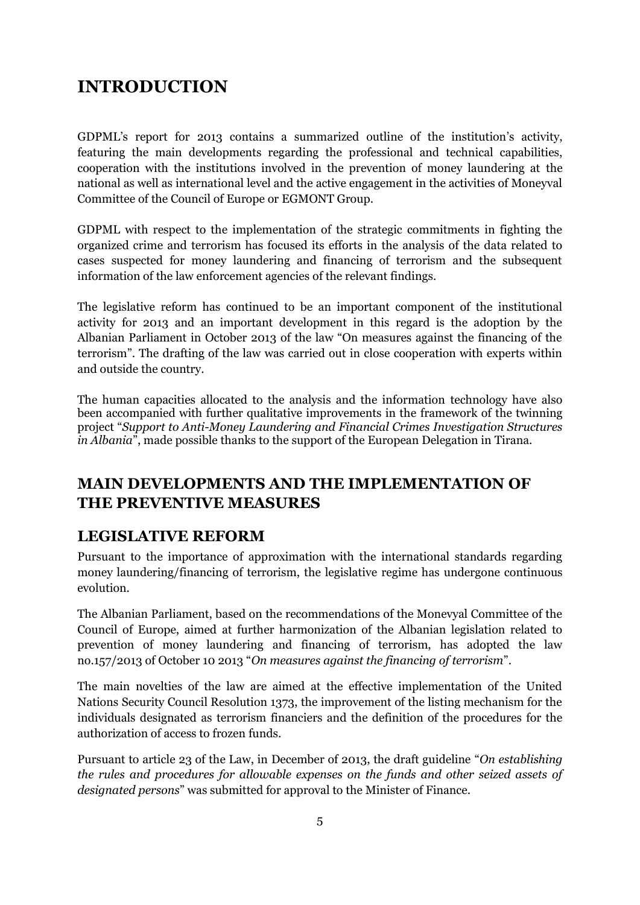# INTRODUCTION

GDPML's report for 2013 contains a summarized outline of the institution's activity, featuring the main developments regarding the professional and technical capabilities, cooperation with the institutions involved in the prevention of money laundering at the national as well as international level and the active engagement in the activities of Moneyval Committee of the Council of Europe or EGMONT Group.

GDPML with respect to the implementation of the strategic commitments in fighting the organized crime and terrorism has focused its efforts in the analysis of the data related to cases suspected for money laundering and financing of terrorism and the subsequent information of the law enforcement agencies of the relevant findings.

The legislative reform has continued to be an important component of the institutional activity for 2013 and an important development in this regard is the adoption by the Albanian Parliament in October 2013 of the law "On measures against the financing of the terrorism". The drafting of the law was carried out in close cooperation with experts within and outside the country.

The human capacities allocated to the analysis and the information technology have also been accompanied with further qualitative improvements in the framework of the twinning project "*Support to Anti-Money Laundering and Financial Crimes Investigation Structures in Albania*", made possible thanks to the support of the European Delegation in Tirana.

# MAIN DEVELOPMENTS AND THE IMPLEMENTATION OF THE PREVENTIVE MEASURES

## LEGISLATIVE REFORM

Pursuant to the importance of approximation with the international standards regarding money laundering/financing of terrorism, the legislative regime has undergone continuous evolution.

The Albanian Parliament, based on the recommendations of the Monevyal Committee of the Council of Europe, aimed at further harmonization of the Albanian legislation related to prevention of money laundering and financing of terrorism, has adopted the law no.157/2013 of October 10 2013 "*On measures against the financing of terrorism*".

The main novelties of the law are aimed at the effective implementation of the United Nations Security Council Resolution 1373, the improvement of the listing mechanism for the individuals designated as terrorism financiers and the definition of the procedures for the authorization of access to frozen funds.

Pursuant to article 23 of the Law, in December of 2013, the draft guideline "*On establishing the rules and procedures for allowable expenses on the funds and other seized assets of designated persons*" was submitted for approval to the Minister of Finance.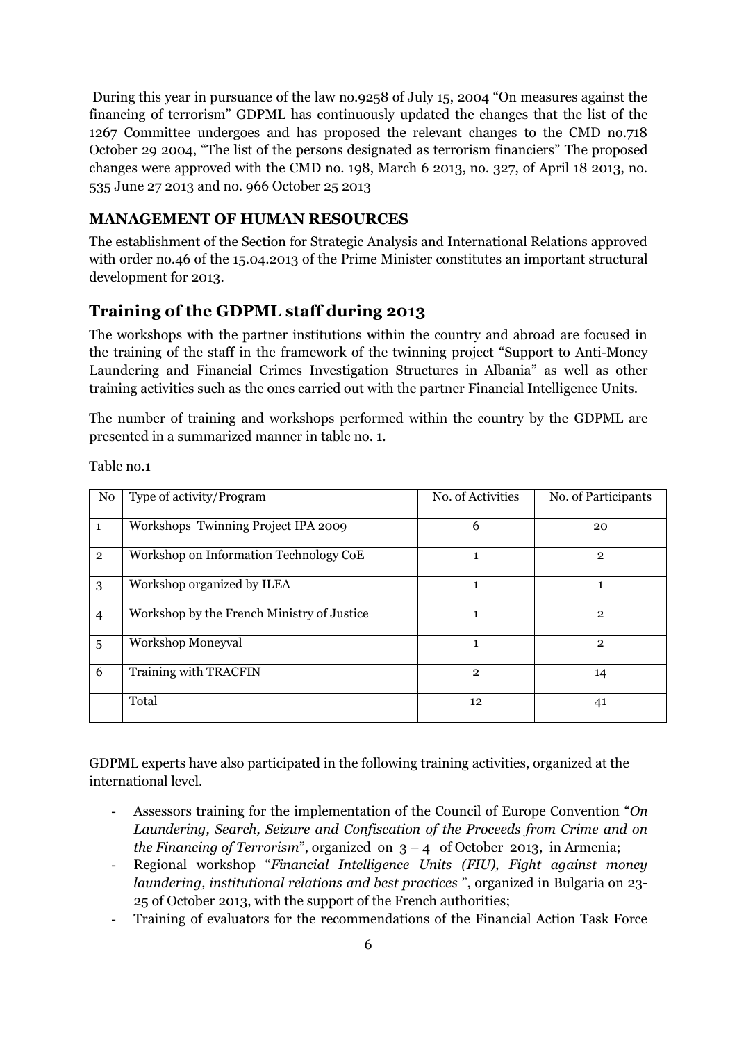During this year in pursuance of the law no.9258 of July 15, 2004 "On measures against the financing of terrorism" GDPML has continuously updated the changes that the list of the 1267 Committee undergoes and has proposed the relevant changes to the CMD no.718 October 29 2004, "The list of the persons designated as terrorism financiers" The proposed changes were approved with the CMD no. 198, March 6 2013, no. 327, of April 18 2013, no. 535 June 27 2013 and no. 966 October 25 2013

### MANAGEMENT OF HUMAN RESOURCES

The establishment of the Section for Strategic Analysis and International Relations approved with order no.46 of the 15.04.2013 of the Prime Minister constitutes an important structural development for 2013.

## Training of the GDPML staff during 2013

The workshops with the partner institutions within the country and abroad are focused in the training of the staff in the framework of the twinning project "Support to Anti-Money Laundering and Financial Crimes Investigation Structures in Albania" as well as other training activities such as the ones carried out with the partner Financial Intelligence Units.

The number of training and workshops performed within the country by the GDPML are presented in a summarized manner in table no. 1.

Table no.1

| No | Type of activity/Program | No. of Activities | No. of Participants |
|---|---|---|---|
| 1 | Workshops Twinning Project IPA 2009 | 6 | 20 |
| 2 | Workshop on Information Technology CoE | 1 | 2 |
| 3 | Workshop organized by ILEA | 1 | 1 |
| 4 | Workshop by the French Ministry of Justice | 1 | 2 |
| 5 | Workshop Moneyval | 1 | 2 |
| 6 | Training with TRACFIN | 2 | 14 |
| | Total | 12 | 41 |

GDPML experts have also participated in the following training activities, organized at the international level.

- Assessors training for the implementation of the Council of Europe Convention "*On Laundering, Search, Seizure and Confiscation of the Proceeds from Crime and on the Financing of Terrorism*", organized on 3 – 4 of October 2013, in Armenia;
- Regional workshop "*Financial Intelligence Units (FIU), Fight against money laundering, institutional relations and best practices* ", organized in Bulgaria on 23-25 of October 2013, with the support of the French authorities;
- Training of evaluators for the recommendations of the Financial Action Task Force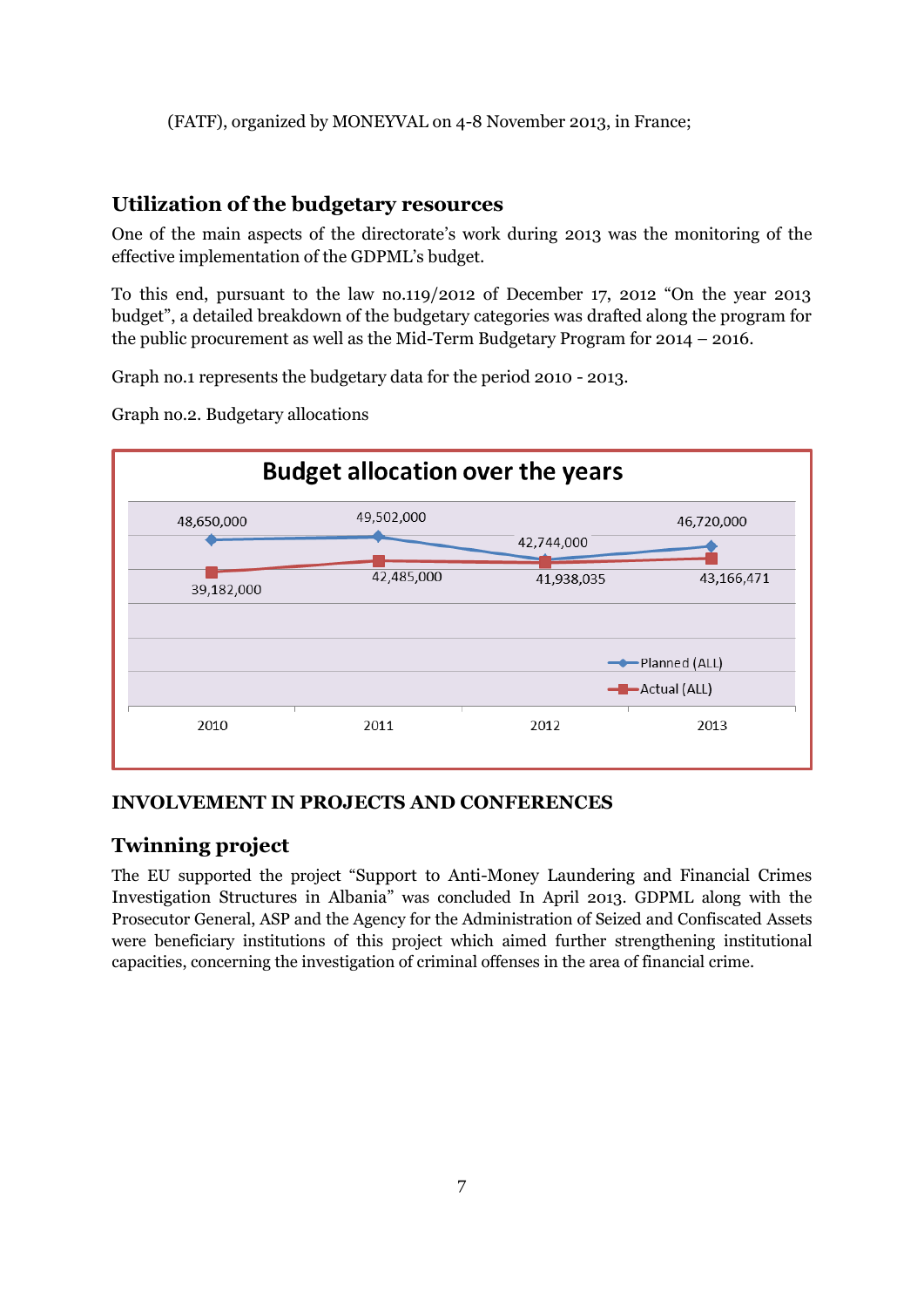(FATF), organized by MONEYVAL on 4-8 November 2013, in France;

## Utilization of the budgetary resources

One of the main aspects of the directorate's work during 2013 was the monitoring of the effective implementation of the GDPML's budget.

To this end, pursuant to the law no.119/2012 of December 17, 2012 "On the year 2013 budget", a detailed breakdown of the budgetary categories was drafted along the program for the public procurement as well as the Mid-Term Budgetary Program for 2014 – 2016.

Graph no.1 represents the budgetary data for the period 2010 - 2013.

Graph no.2. Budgetary allocations

**Budget allocation over the years**

| Year | Planned (ALL) | Actual (ALL) |
|---|---|---|
| 2010 | 48,650,000 | 39,182,000 |
| 2011 | 49,502,000 | 42,485,000 |
| 2012 | 42,744,000 | 41,938,035 |
| 2013 | 46,720,000 | 43,166,471 |

**INVOLVEMENT IN PROJECTS AND CONFERENCES**

## Twinning project

The EU supported the project "Support to Anti-Money Laundering and Financial Crimes Investigation Structures in Albania" was concluded In April 2013. GDPML along with the Prosecutor General, ASP and the Agency for the Administration of Seized and Confiscated Assets were beneficiary institutions of this project which aimed further strengthening institutional capacities, concerning the investigation of criminal offenses in the area of financial crime.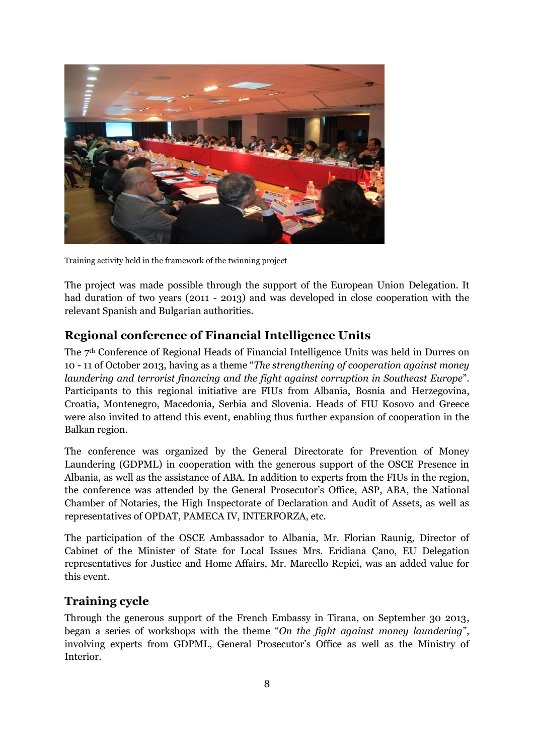Training activity held in the framework of the twinning project

The project was made possible through the support of the European Union Delegation. It had duration of two years (2011 - 2013) and was developed in close cooperation with the relevant Spanish and Bulgarian authorities.

## Regional conference of Financial Intelligence Units

The 7th Conference of Regional Heads of Financial Intelligence Units was held in Durres on 10 - 11 of October 2013, having as a theme "*The strengthening of cooperation against money laundering and terrorist financing and the fight against corruption in Southeast Europe*". Participants to this regional initiative are FIUs from Albania, Bosnia and Herzegovina, Croatia, Montenegro, Macedonia, Serbia and Slovenia. Heads of FIU Kosovo and Greece were also invited to attend this event, enabling thus further expansion of cooperation in the Balkan region.

The conference was organized by the General Directorate for Prevention of Money Laundering (GDPML) in cooperation with the generous support of the OSCE Presence in Albania, as well as the assistance of ABA. In addition to experts from the FIUs in the region, the conference was attended by the General Prosecutor's Office, ASP, ABA, the National Chamber of Notaries, the High Inspectorate of Declaration and Audit of Assets, as well as representatives of OPDAT, PAMECA IV, INTERFORZA, etc.

The participation of the OSCE Ambassador to Albania, Mr. Florian Raunig, Director of Cabinet of the Minister of State for Local Issues Mrs. Eridiana Çano, EU Delegation representatives for Justice and Home Affairs, Mr. Marcello Repici, was an added value for this event.

## Training cycle

Through the generous support of the French Embassy in Tirana, on September 30 2013, began a series of workshops with the theme "*On the fight against money laundering*", involving experts from GDPML, General Prosecutor's Office as well as the Ministry of Interior.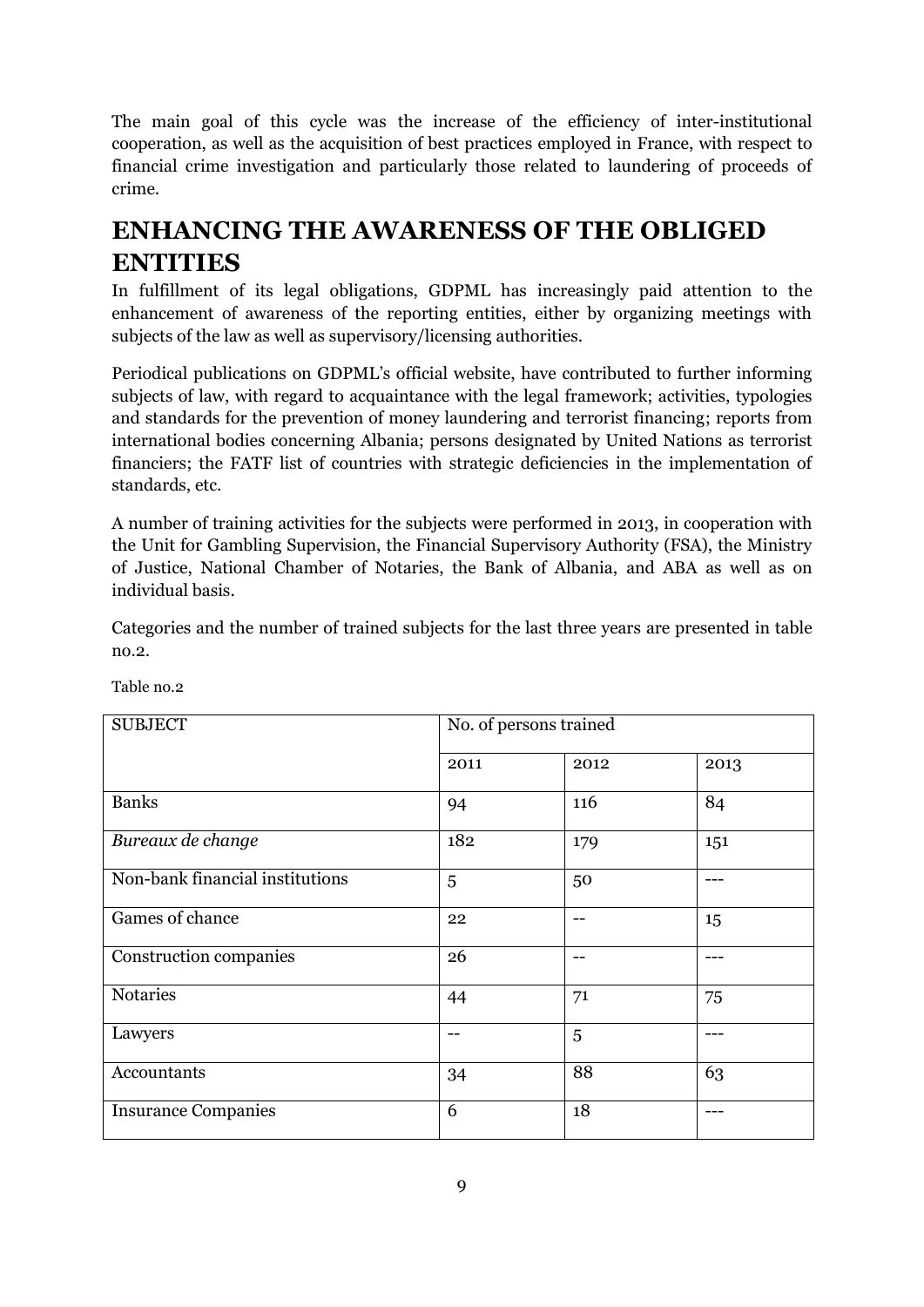The main goal of this cycle was the increase of the efficiency of inter-institutional cooperation, as well as the acquisition of best practices employed in France, with respect to financial crime investigation and particularly those related to laundering of proceeds of crime.

# ENHANCING THE AWARENESS OF THE OBLIGED ENTITIES

In fulfillment of its legal obligations, GDPML has increasingly paid attention to the enhancement of awareness of the reporting entities, either by organizing meetings with subjects of the law as well as supervisory/licensing authorities.

Periodical publications on GDPML's official website, have contributed to further informing subjects of law, with regard to acquaintance with the legal framework; activities, typologies and standards for the prevention of money laundering and terrorist financing; reports from international bodies concerning Albania; persons designated by United Nations as terrorist financiers; the FATF list of countries with strategic deficiencies in the implementation of standards, etc.

A number of training activities for the subjects were performed in 2013, in cooperation with the Unit for Gambling Supervision, the Financial Supervisory Authority (FSA), the Ministry of Justice, National Chamber of Notaries, the Bank of Albania, and ABA as well as on individual basis.

Categories and the number of trained subjects for the last three years are presented in table no.2.

Table no.2

| SUBJECT | No. of persons trained | | |
|---|---|---|---|
| | 2011 | 2012 | 2013 |
| Banks | 94 | 116 | 84 |
| *Bureaux de change* | 182 | 179 | 151 |
| Non-bank financial institutions | 5 | 50 | --- |
| Games of chance | 22 | -- | 15 |
| Construction companies | 26 | -- | --- |
| Notaries | 44 | 71 | 75 |
| Lawyers | -- | 5 | --- |
| Accountants | 34 | 88 | 63 |
| Insurance Companies | 6 | 18 | --- |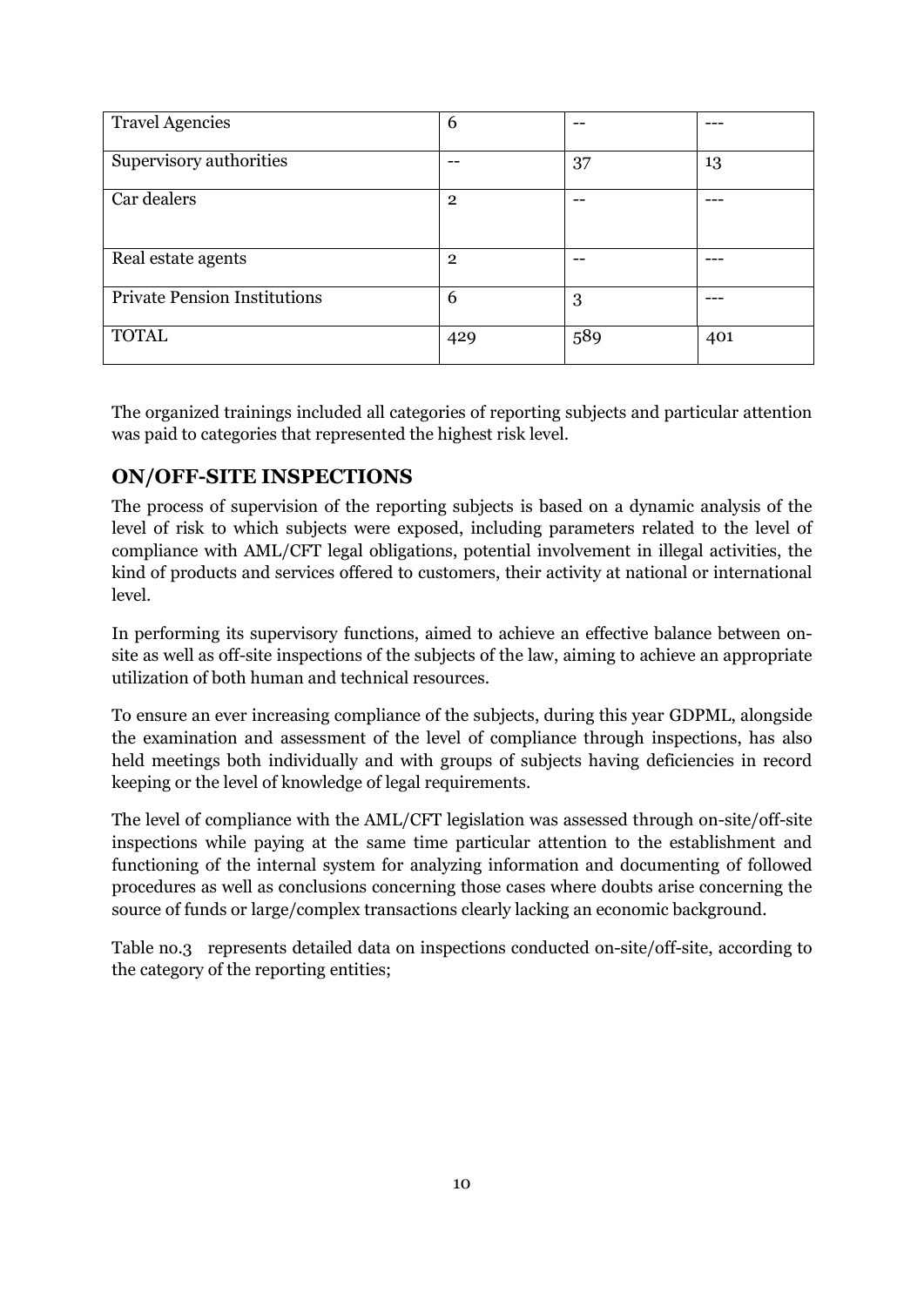| | | | |
|---|---|---|---|
| Travel Agencies | 6 | -- | --- |
| Supervisory authorities | -- | 37 | 13 |
| Car dealers | 2 | -- | --- |
| Real estate agents | 2 | -- | --- |
| Private Pension Institutions | 6 | 3 | --- |
| TOTAL | 429 | 589 | 401 |

The organized trainings included all categories of reporting subjects and particular attention was paid to categories that represented the highest risk level.

## ON/OFF-SITE INSPECTIONS

The process of supervision of the reporting subjects is based on a dynamic analysis of the level of risk to which subjects were exposed, including parameters related to the level of compliance with AML/CFT legal obligations, potential involvement in illegal activities, the kind of products and services offered to customers, their activity at national or international level.

In performing its supervisory functions, aimed to achieve an effective balance between on-site as well as off-site inspections of the subjects of the law, aiming to achieve an appropriate utilization of both human and technical resources.

To ensure an ever increasing compliance of the subjects, during this year GDPML, alongside the examination and assessment of the level of compliance through inspections, has also held meetings both individually and with groups of subjects having deficiencies in record keeping or the level of knowledge of legal requirements.

The level of compliance with the AML/CFT legislation was assessed through on-site/off-site inspections while paying at the same time particular attention to the establishment and functioning of the internal system for analyzing information and documenting of followed procedures as well as conclusions concerning those cases where doubts arise concerning the source of funds or large/complex transactions clearly lacking an economic background.

Table no.3 represents detailed data on inspections conducted on-site/off-site, according to the category of the reporting entities;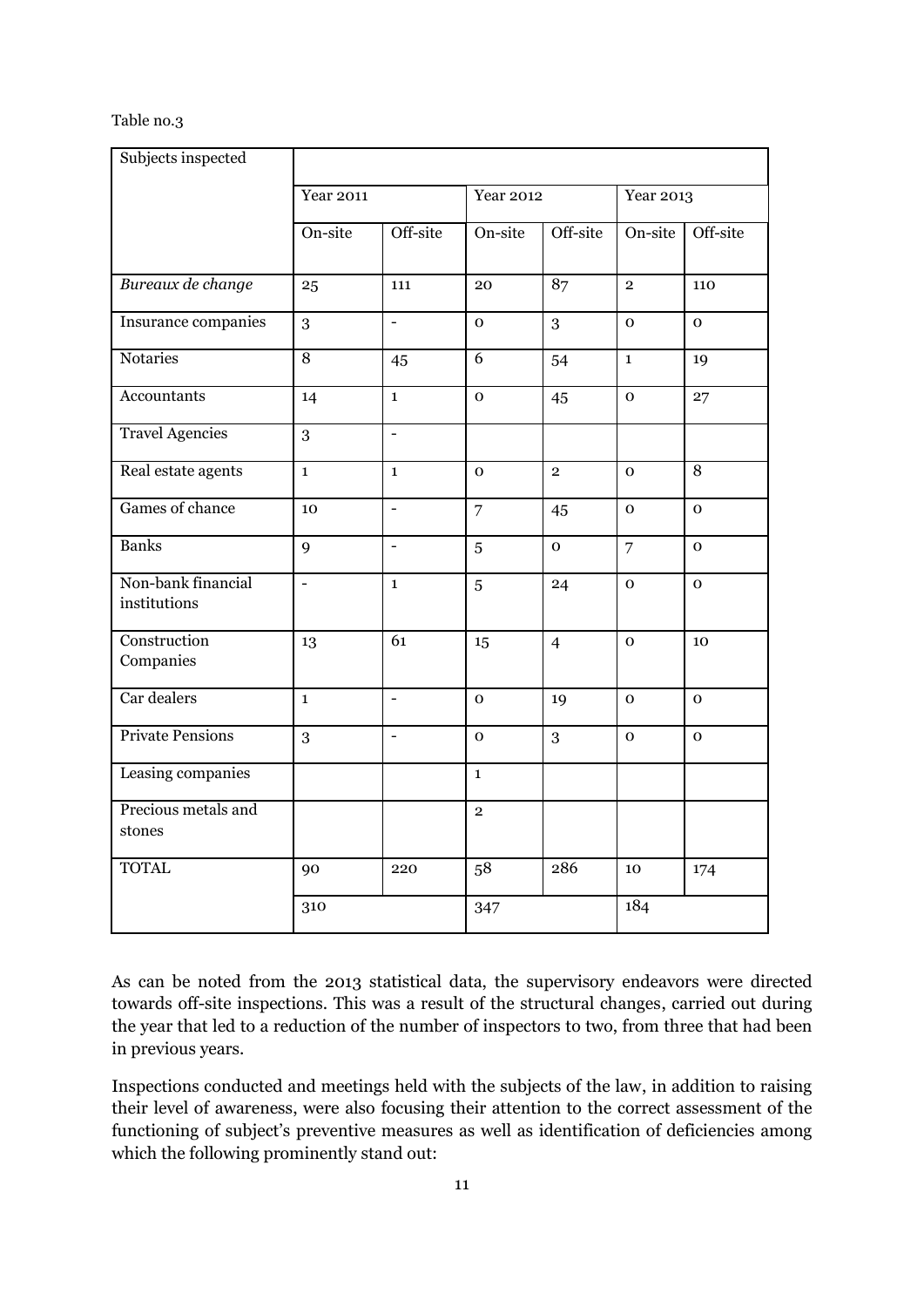Table no.3

| Subjects inspected | | | | | | |
|---|---|---|---|---|---|---|
| | Year 2011 | | Year 2012 | | Year 2013 | |
| | On-site | Off-site | On-site | Off-site | On-site | Off-site |
| *Bureaux de change* | 25 | 111 | 20 | 87 | 2 | 110 |
| Insurance companies | 3 | - | 0 | 3 | 0 | 0 |
| Notaries | 8 | 45 | 6 | 54 | 1 | 19 |
| Accountants | 14 | 1 | 0 | 45 | 0 | 27 |
| Travel Agencies | 3 | - | | | | |
| Real estate agents | 1 | 1 | 0 | 2 | 0 | 8 |
| Games of chance | 10 | - | 7 | 45 | 0 | 0 |
| Banks | 9 | - | 5 | 0 | 7 | 0 |
| Non-bank financial institutions | - | 1 | 5 | 24 | 0 | 0 |
| Construction Companies | 13 | 61 | 15 | 4 | 0 | 10 |
| Car dealers | 1 | - | 0 | 19 | 0 | 0 |
| Private Pensions | 3 | - | 0 | 3 | 0 | 0 |
| Leasing companies | | | 1 | | | |
| Precious metals and stones | | | 2 | | | |
| TOTAL | 90 | 220 | 58 | 286 | 10 | 174 |
| | 310 | | 347 | | 184 | |

As can be noted from the 2013 statistical data, the supervisory endeavors were directed towards off-site inspections. This was a result of the structural changes, carried out during the year that led to a reduction of the number of inspectors to two, from three that had been in previous years.

Inspections conducted and meetings held with the subjects of the law, in addition to raising their level of awareness, were also focusing their attention to the correct assessment of the functioning of subject's preventive measures as well as identification of deficiencies among which the following prominently stand out: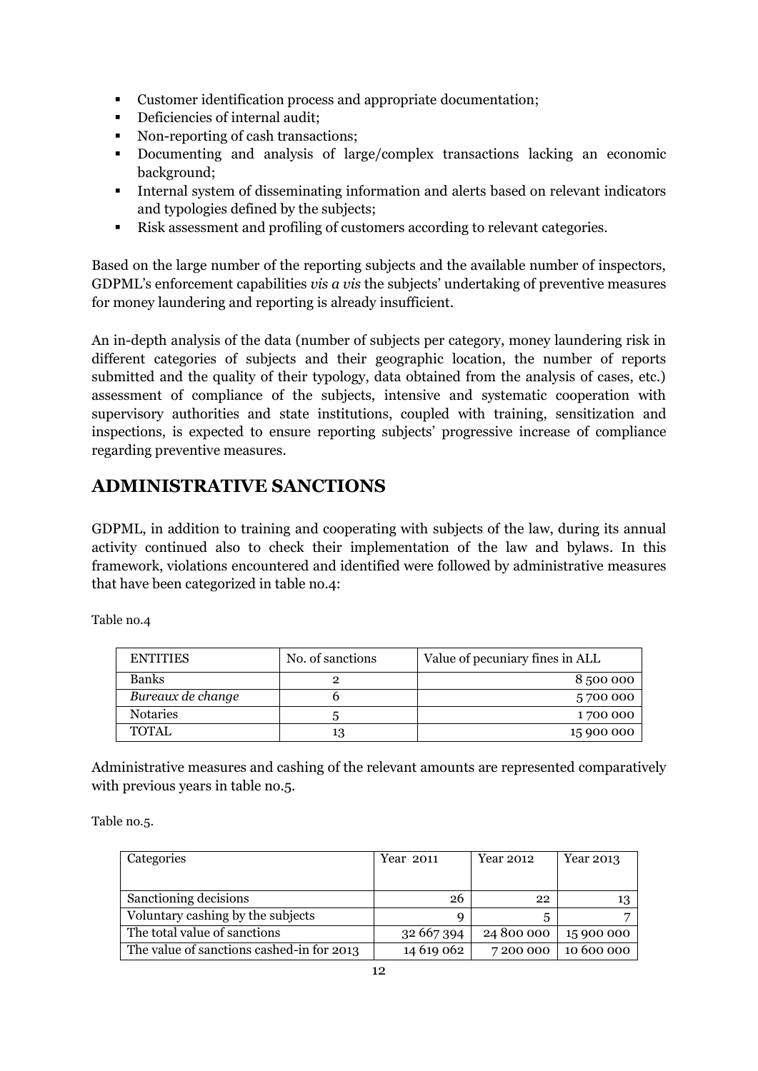- Customer identification process and appropriate documentation;
- Deficiencies of internal audit;
- Non-reporting of cash transactions;
- Documenting and analysis of large/complex transactions lacking an economic background;
- Internal system of disseminating information and alerts based on relevant indicators and typologies defined by the subjects;
- Risk assessment and profiling of customers according to relevant categories.

Based on the large number of the reporting subjects and the available number of inspectors, GDPML's enforcement capabilities *vis a vis* the subjects' undertaking of preventive measures for money laundering and reporting is already insufficient.

An in-depth analysis of the data (number of subjects per category, money laundering risk in different categories of subjects and their geographic location, the number of reports submitted and the quality of their typology, data obtained from the analysis of cases, etc.) assessment of compliance of the subjects, intensive and systematic cooperation with supervisory authorities and state institutions, coupled with training, sensitization and inspections, is expected to ensure reporting subjects' progressive increase of compliance regarding preventive measures.

## ADMINISTRATIVE SANCTIONS

GDPML, in addition to training and cooperating with subjects of the law, during its annual activity continued also to check their implementation of the law and bylaws. In this framework, violations encountered and identified were followed by administrative measures that have been categorized in table no.4:

Table no.4

| ENTITIES | No. of sanctions | Value of pecuniary fines in ALL |
|---|---|---|
| Banks | 2 | 8 500 000 |
| *Bureaux de change* | 6 | 5 700 000 |
| Notaries | 5 | 1 700 000 |
| TOTAL | 13 | 15 900 000 |

Administrative measures and cashing of the relevant amounts are represented comparatively with previous years in table no.5.

Table no.5.

| Categories | Year 2011 | Year 2012 | Year 2013 |
|---|---|---|---|
| Sanctioning decisions | 26 | 22 | 13 |
| Voluntary cashing by the subjects | 9 | 5 | 7 |
| The total value of sanctions | 32 667 394 | 24 800 000 | 15 900 000 |
| The value of sanctions cashed-in for 2013 | 14 619 062 | 7 200 000 | 10 600 000 |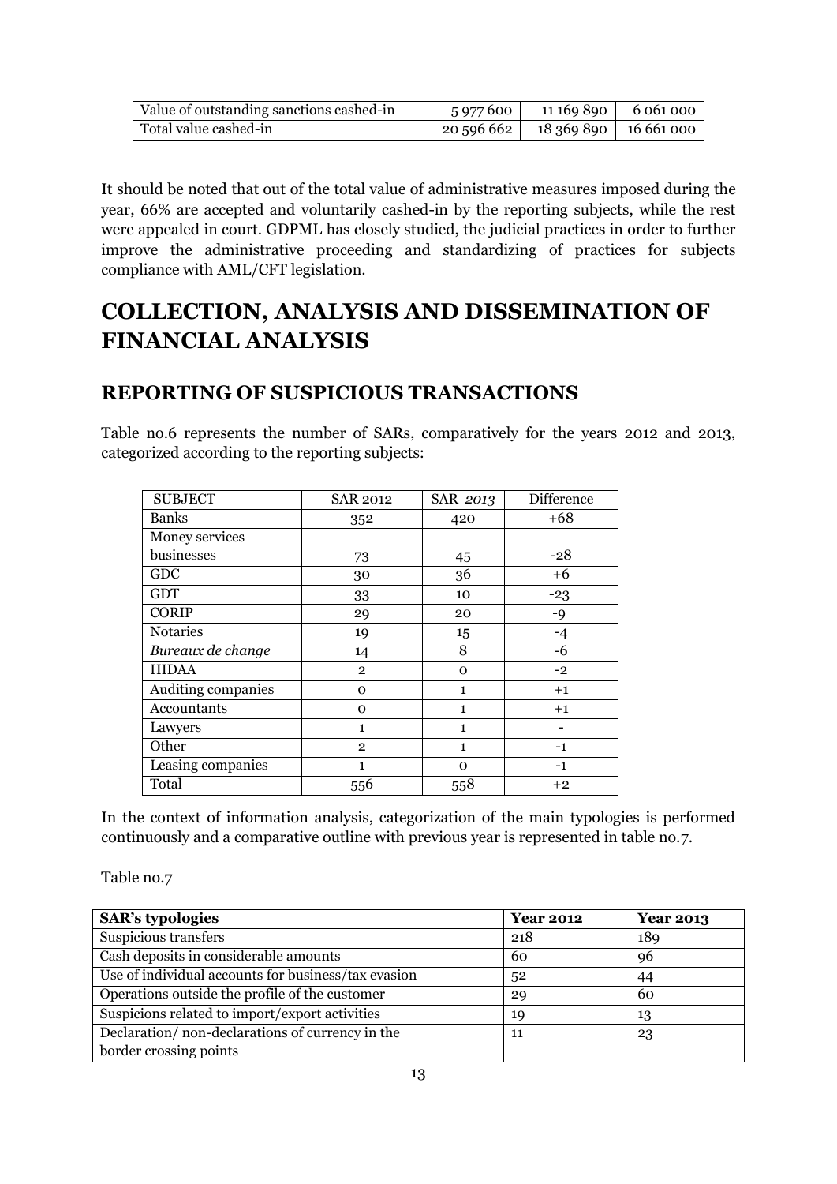| Value of outstanding sanctions cashed-in | 5 977 600 | 11 169 890 | 6 061 000 |
|---|---|---|---|
| Total value cashed-in | 20 596 662 | 18 369 890 | 16 661 000 |

It should be noted that out of the total value of administrative measures imposed during the year, 66% are accepted and voluntarily cashed-in by the reporting subjects, while the rest were appealed in court. GDPML has closely studied, the judicial practices in order to further improve the administrative proceeding and standardizing of practices for subjects compliance with AML/CFT legislation.

# COLLECTION, ANALYSIS AND DISSEMINATION OF FINANCIAL ANALYSIS

## REPORTING OF SUSPICIOUS TRANSACTIONS

Table no.6 represents the number of SARs, comparatively for the years 2012 and 2013, categorized according to the reporting subjects:

| SUBJECT | SAR 2012 | SAR *2013* | Difference |
|---|---|---|---|
| Banks | 352 | 420 | +68 |
| Money services businesses | 73 | 45 | -28 |
| GDC | 30 | 36 | +6 |
| GDT | 33 | 10 | -23 |
| CORIP | 29 | 20 | -9 |
| Notaries | 19 | 15 | -4 |
| *Bureaux de change* | 14 | 8 | -6 |
| HIDAA | 2 | 0 | -2 |
| Auditing companies | 0 | 1 | +1 |
| Accountants | 0 | 1 | +1 |
| Lawyers | 1 | 1 | - |
| Other | 2 | 1 | -1 |
| Leasing companies | 1 | 0 | -1 |
| Total | 556 | 558 | +2 |

In the context of information analysis, categorization of the main typologies is performed continuously and a comparative outline with previous year is represented in table no.7.

Table no.7

| **SAR's typologies** | **Year 2012** | **Year 2013** |
|---|---|---|
| Suspicious transfers | 218 | 189 |
| Cash deposits in considerable amounts | 60 | 96 |
| Use of individual accounts for business/tax evasion | 52 | 44 |
| Operations outside the profile of the customer | 29 | 60 |
| Suspicions related to import/export activities | 19 | 13 |
| Declaration/ non-declarations of currency in the border crossing points | 11 | 23 |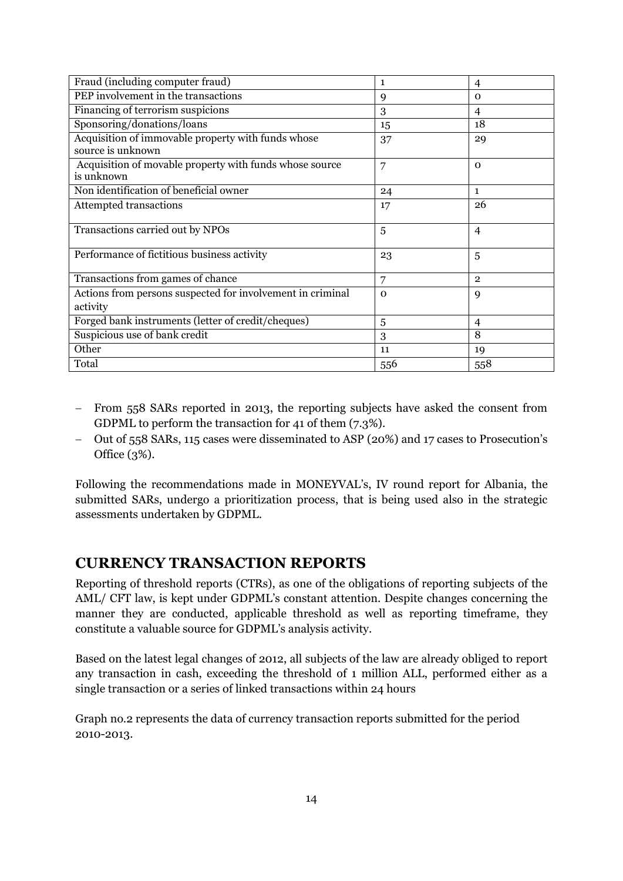| | | |
|---|---|---|
| Fraud (including computer fraud) | 1 | 4 |
| PEP involvement in the transactions | 9 | 0 |
| Financing of terrorism suspicions | 3 | 4 |
| Sponsoring/donations/loans | 15 | 18 |
| Acquisition of immovable property with funds whose source is unknown | 37 | 29 |
| Acquisition of movable property with funds whose source is unknown | 7 | 0 |
| Non identification of beneficial owner | 24 | 1 |
| Attempted transactions | 17 | 26 |
| Transactions carried out by NPOs | 5 | 4 |
| Performance of fictitious business activity | 23 | 5 |
| Transactions from games of chance | 7 | 2 |
| Actions from persons suspected for involvement in criminal activity | 0 | 9 |
| Forged bank instruments (letter of credit/cheques) | 5 | 4 |
| Suspicious use of bank credit | 3 | 8 |
| Other | 11 | 19 |
| Total | 556 | 558 |

- From 558 SARs reported in 2013, the reporting subjects have asked the consent from GDPML to perform the transaction for 41 of them (7.3%).
- Out of 558 SARs, 115 cases were disseminated to ASP (20%) and 17 cases to Prosecution's Office (3%).

Following the recommendations made in MONEYVAL's, IV round report for Albania, the submitted SARs, undergo a prioritization process, that is being used also in the strategic assessments undertaken by GDPML.

## CURRENCY TRANSACTION REPORTS

Reporting of threshold reports (CTRs), as one of the obligations of reporting subjects of the AML/ CFT law, is kept under GDPML's constant attention. Despite changes concerning the manner they are conducted, applicable threshold as well as reporting timeframe, they constitute a valuable source for GDPML's analysis activity.

Based on the latest legal changes of 2012, all subjects of the law are already obliged to report any transaction in cash, exceeding the threshold of 1 million ALL, performed either as a single transaction or a series of linked transactions within 24 hours

Graph no.2 represents the data of currency transaction reports submitted for the period 2010-2013.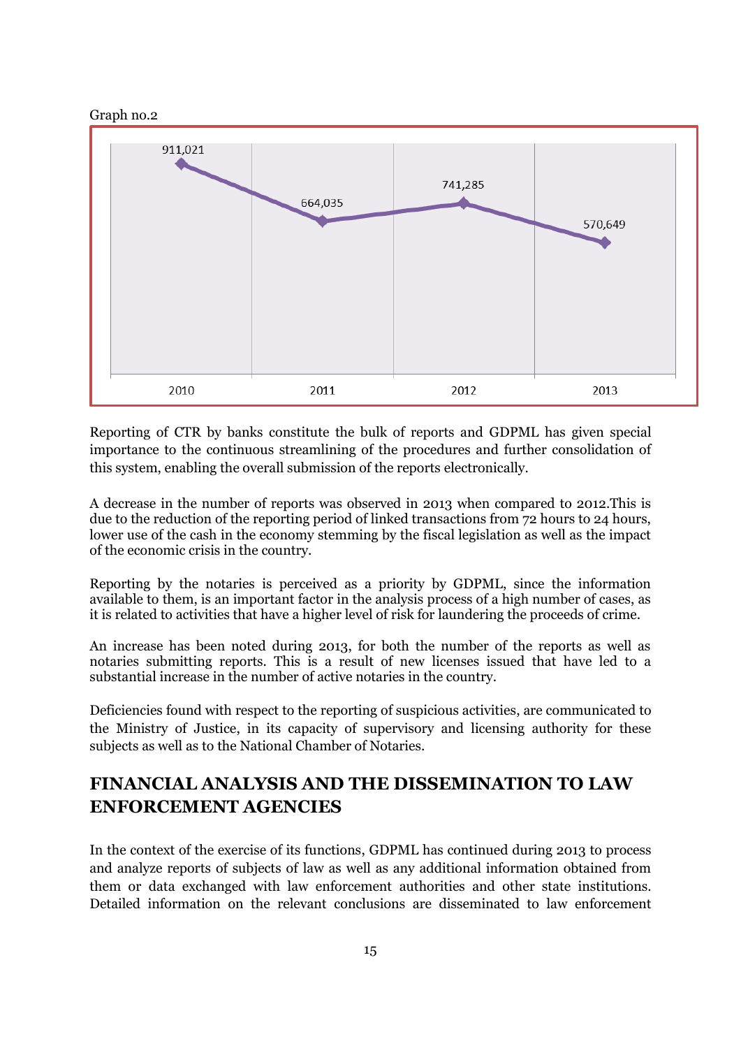Graph no.2

| 2010 | 2011 | 2012 | 2013 |
|---|---|---|---|
| 911,021 | 664,035 | 741,285 | 570,649 |

Reporting of CTR by banks constitute the bulk of reports and GDPML has given special importance to the continuous streamlining of the procedures and further consolidation of this system, enabling the overall submission of the reports electronically.

A decrease in the number of reports was observed in 2013 when compared to 2012.This is due to the reduction of the reporting period of linked transactions from 72 hours to 24 hours, lower use of the cash in the economy stemming by the fiscal legislation as well as the impact of the economic crisis in the country.

Reporting by the notaries is perceived as a priority by GDPML, since the information available to them, is an important factor in the analysis process of a high number of cases, as it is related to activities that have a higher level of risk for laundering the proceeds of crime.

An increase has been noted during 2013, for both the number of the reports as well as notaries submitting reports. This is a result of new licenses issued that have led to a substantial increase in the number of active notaries in the country.

Deficiencies found with respect to the reporting of suspicious activities, are communicated to the Ministry of Justice, in its capacity of supervisory and licensing authority for these subjects as well as to the National Chamber of Notaries.

## FINANCIAL ANALYSIS AND THE DISSEMINATION TO LAW ENFORCEMENT AGENCIES

In the context of the exercise of its functions, GDPML has continued during 2013 to process and analyze reports of subjects of law as well as any additional information obtained from them or data exchanged with law enforcement authorities and other state institutions. Detailed information on the relevant conclusions are disseminated to law enforcement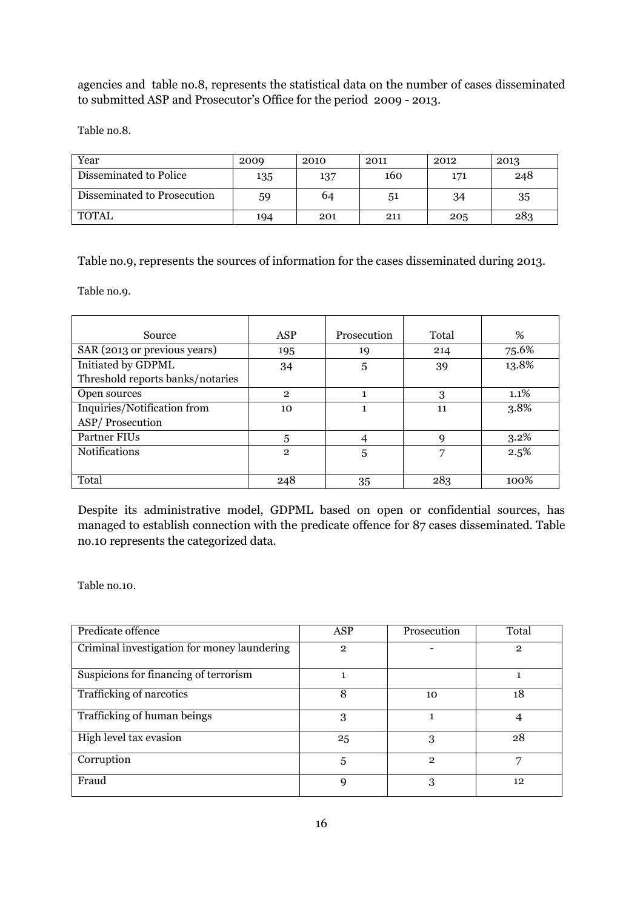agencies and table no.8, represents the statistical data on the number of cases disseminated to submitted ASP and Prosecutor's Office for the period 2009 - 2013.

Table no.8.

| Year | 2009 | 2010 | 2011 | 2012 | 2013 |
|---|---|---|---|---|---|
| Disseminated to Police | 135 | 137 | 160 | 171 | 248 |
| Disseminated to Prosecution | 59 | 64 | 51 | 34 | 35 |
| TOTAL | 194 | 201 | 211 | 205 | 283 |

Table no.9, represents the sources of information for the cases disseminated during 2013.

Table no.9.

| Source | ASP | Prosecution | Total | % |
|---|---|---|---|---|
| SAR (2013 or previous years) | 195 | 19 | 214 | 75.6% |
| Initiated by GDPML Threshold reports banks/notaries | 34 | 5 | 39 | 13.8% |
| Open sources | 2 | 1 | 3 | 1.1% |
| Inquiries/Notification from ASP/ Prosecution | 10 | 1 | 11 | 3.8% |
| Partner FIUs | 5 | 4 | 9 | 3.2% |
| Notifications | 2 | 5 | 7 | 2.5% |
| Total | 248 | 35 | 283 | 100% |

Despite its administrative model, GDPML based on open or confidential sources, has managed to establish connection with the predicate offence for 87 cases disseminated. Table no.10 represents the categorized data.

Table no.10.

| Predicate offence | ASP | Prosecution | Total |
|---|---|---|---|
| Criminal investigation for money laundering | 2 | - | 2 |
| Suspicions for financing of terrorism | 1 | | 1 |
| Trafficking of narcotics | 8 | 10 | 18 |
| Trafficking of human beings | 3 | 1 | 4 |
| High level tax evasion | 25 | 3 | 28 |
| Corruption | 5 | 2 | 7 |
| Fraud | 9 | 3 | 12 |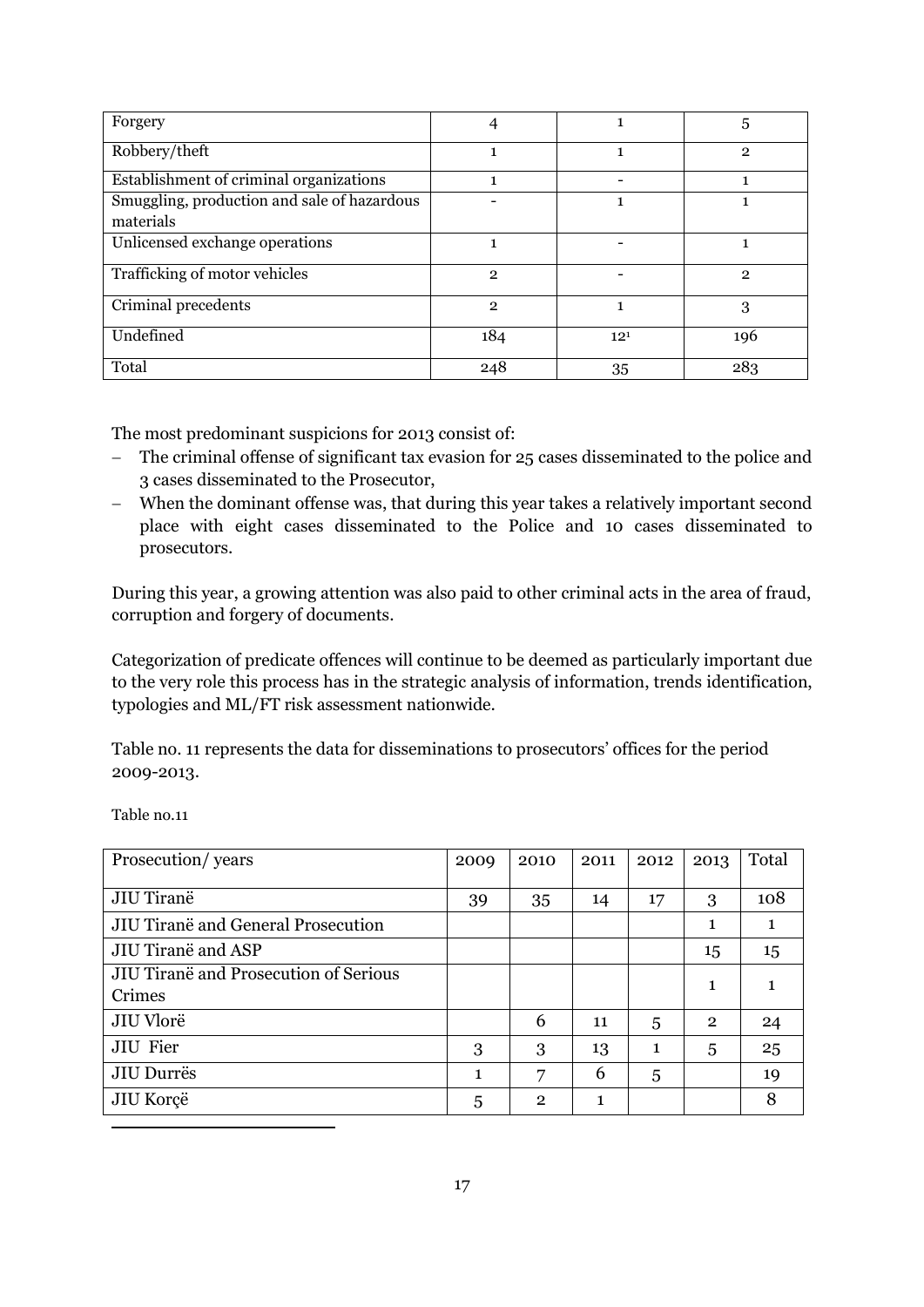| Forgery | 4 | 1 | 5 |
|---|---|---|---|
| Robbery/theft | 1 | 1 | 2 |
| Establishment of criminal organizations | 1 | - | 1 |
| Smuggling, production and sale of hazardous materials | - | 1 | 1 |
| Unlicensed exchange operations | 1 | - | 1 |
| Trafficking of motor vehicles | 2 | - | 2 |
| Criminal precedents | 2 | 1 | 3 |
| Undefined | 184 | 12[1] | 196 |
| Total | 248 | 35 | 283 |

The most predominant suspicions for 2013 consist of:

- The criminal offense of significant tax evasion for 25 cases disseminated to the police and 3 cases disseminated to the Prosecutor,
- When the dominant offense was, that during this year takes a relatively important second place with eight cases disseminated to the Police and 10 cases disseminated to prosecutors.

During this year, a growing attention was also paid to other criminal acts in the area of fraud, corruption and forgery of documents.

Categorization of predicate offences will continue to be deemed as particularly important due to the very role this process has in the strategic analysis of information, trends identification, typologies and ML/FT risk assessment nationwide.

Table no. 11 represents the data for disseminations to prosecutors' offices for the period 2009-2013.

Table no.11

| Prosecution/ years | 2009 | 2010 | 2011 | 2012 | 2013 | Total |
|---|---|---|---|---|---|---|
| JIU Tiranë | 39 | 35 | 14 | 17 | 3 | 108 |
| JIU Tiranë and General Prosecution | | | | | 1 | 1 |
| JIU Tiranë and ASP | | | | | 15 | 15 |
| JIU Tiranë and Prosecution of Serious Crimes | | | | | 1 | 1 |
| JIU Vlorë | | 6 | 11 | 5 | 2 | 24 |
| JIU Fier | 3 | 3 | 13 | 1 | 5 | 25 |
| JIU Durrës | 1 | 7 | 6 | 5 | | 19 |
| JIU Korçë | 5 | 2 | 1 | | | 8 |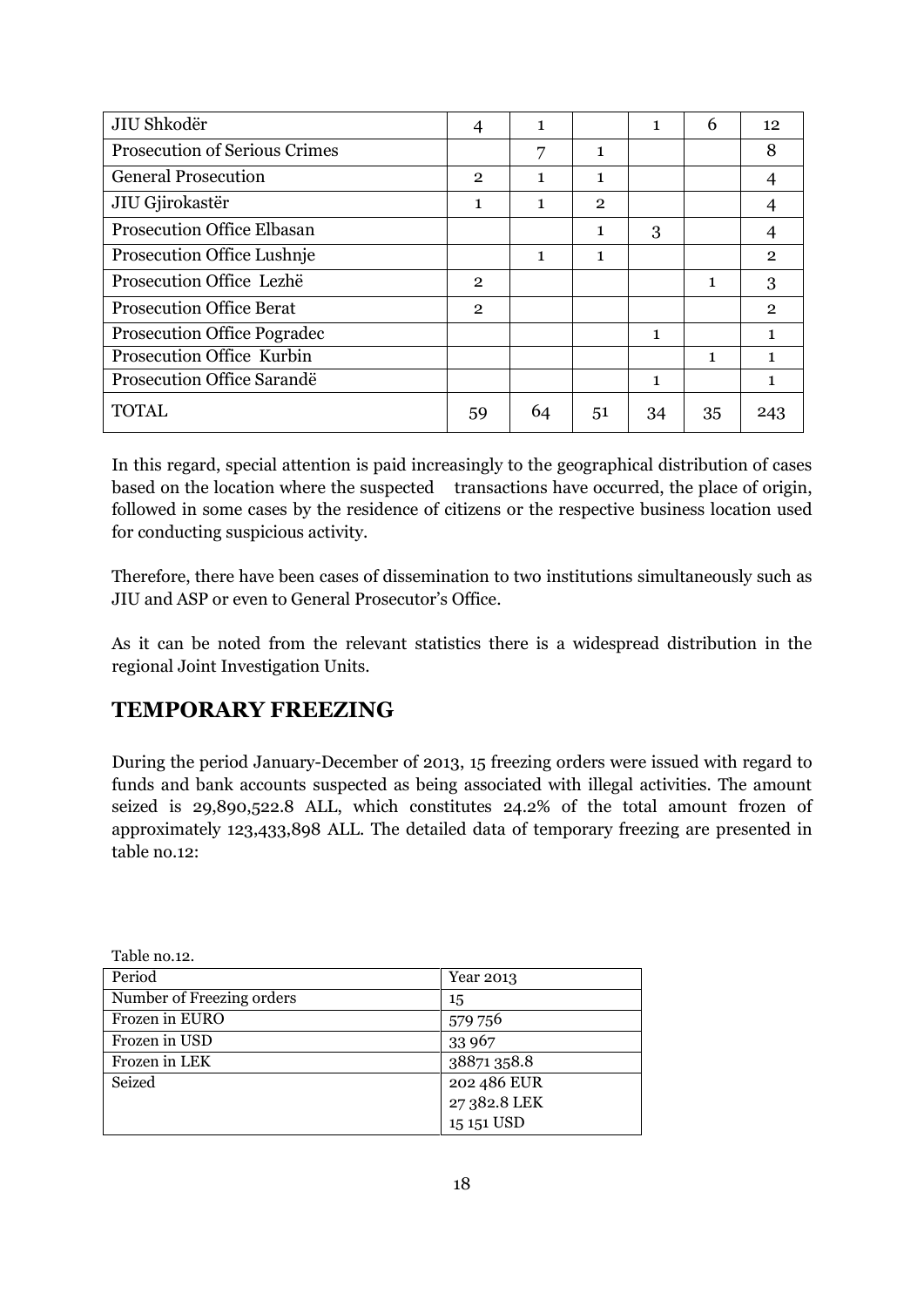| | | | | | | |
|---|---|---|---|---|---|---|
| JIU Shkodër | 4 | 1 | | 1 | 6 | 12 |
| Prosecution of Serious Crimes | | 7 | 1 | | | 8 |
| General Prosecution | 2 | 1 | 1 | | | 4 |
| JIU Gjirokastër | 1 | 1 | 2 | | | 4 |
| Prosecution Office Elbasan | | | 1 | 3 | | 4 |
| Prosecution Office Lushnje | | 1 | 1 | | | 2 |
| Prosecution Office Lezhë | 2 | | | | 1 | 3 |
| Prosecution Office Berat | 2 | | | | | 2 |
| Prosecution Office Pogradec | | | | 1 | | 1 |
| Prosecution Office Kurbin | | | | | 1 | 1 |
| Prosecution Office Sarandë | | | | 1 | | 1 |
| TOTAL | 59 | 64 | 51 | 34 | 35 | 243 |

In this regard, special attention is paid increasingly to the geographical distribution of cases based on the location where the suspected transactions have occurred, the place of origin, followed in some cases by the residence of citizens or the respective business location used for conducting suspicious activity.

Therefore, there have been cases of dissemination to two institutions simultaneously such as JIU and ASP or even to General Prosecutor's Office.

As it can be noted from the relevant statistics there is a widespread distribution in the regional Joint Investigation Units.

## TEMPORARY FREEZING

During the period January-December of 2013, 15 freezing orders were issued with regard to funds and bank accounts suspected as being associated with illegal activities. The amount seized is 29,890,522.8 ALL, which constitutes 24.2% of the total amount frozen of approximately 123,433,898 ALL. The detailed data of temporary freezing are presented in table no.12:

Table no.12.

| Period | Year 2013 |
|---|---|
| Number of Freezing orders | 15 |
| Frozen in EURO | 579 756 |
| Frozen in USD | 33 967 |
| Frozen in LEK | 38871 358.8 |
| Seized | 202 486 EUR<br>27 382.8 LEK<br>15 151 USD |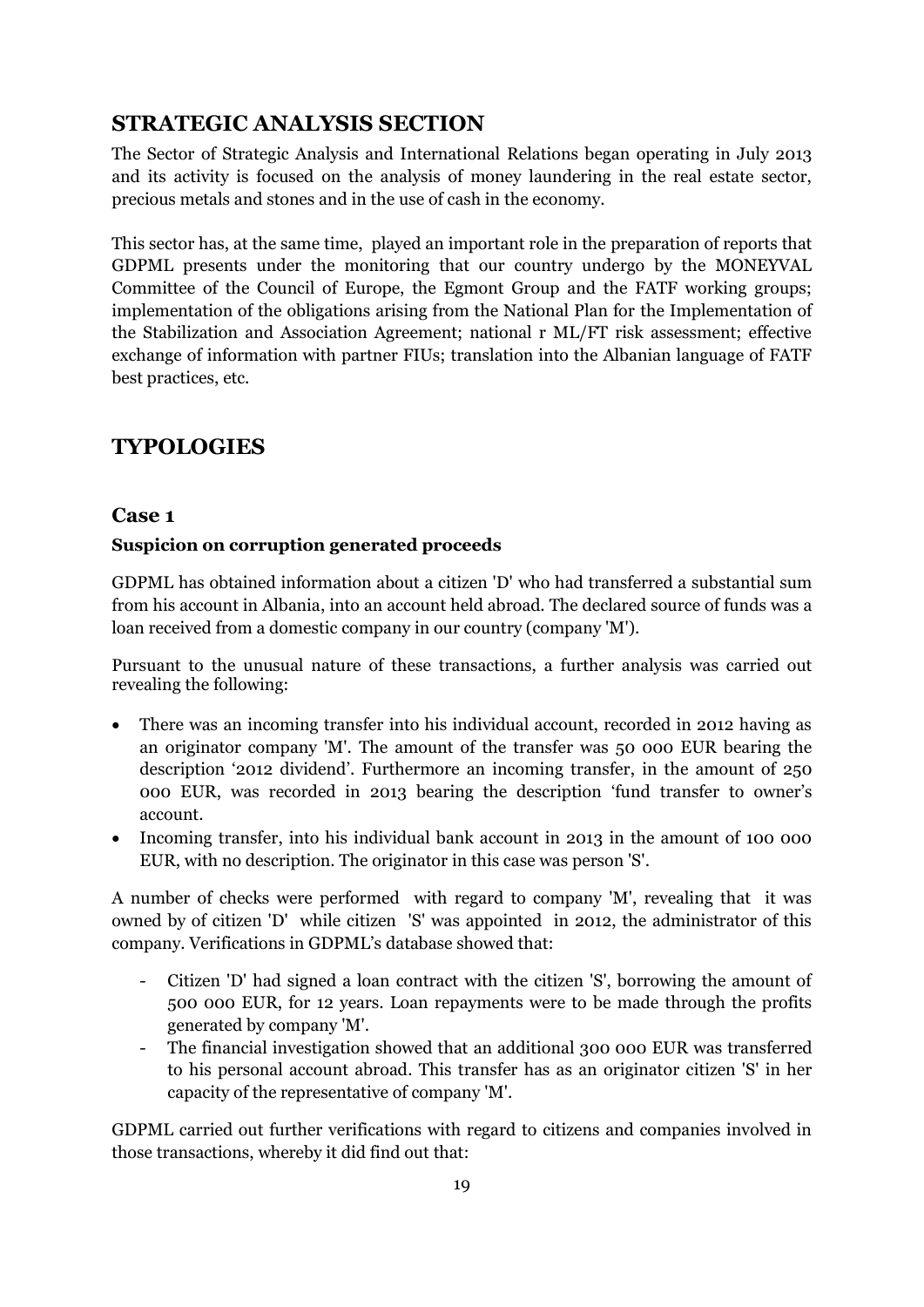## STRATEGIC ANALYSIS SECTION

The Sector of Strategic Analysis and International Relations began operating in July 2013 and its activity is focused on the analysis of money laundering in the real estate sector, precious metals and stones and in the use of cash in the economy.

This sector has, at the same time, played an important role in the preparation of reports that GDPML presents under the monitoring that our country undergo by the MONEYVAL Committee of the Council of Europe, the Egmont Group and the FATF working groups; implementation of the obligations arising from the National Plan for the Implementation of the Stabilization and Association Agreement; national r ML/FT risk assessment; effective exchange of information with partner FIUs; translation into the Albanian language of FATF best practices, etc.

## TYPOLOGIES

### Case 1

**Suspicion on corruption generated proceeds**

GDPML has obtained information about a citizen 'D' who had transferred a substantial sum from his account in Albania, into an account held abroad. The declared source of funds was a loan received from a domestic company in our country (company 'M').

Pursuant to the unusual nature of these transactions, a further analysis was carried out revealing the following:

- There was an incoming transfer into his individual account, recorded in 2012 having as an originator company 'M'. The amount of the transfer was 50 000 EUR bearing the description '2012 dividend'. Furthermore an incoming transfer, in the amount of 250 000 EUR, was recorded in 2013 bearing the description 'fund transfer to owner's account.
- Incoming transfer, into his individual bank account in 2013 in the amount of 100 000 EUR, with no description. The originator in this case was person 'S'.

A number of checks were performed with regard to company 'M', revealing that it was owned by of citizen 'D' while citizen 'S' was appointed in 2012, the administrator of this company. Verifications in GDPML's database showed that:

- Citizen 'D' had signed a loan contract with the citizen 'S', borrowing the amount of 500 000 EUR, for 12 years. Loan repayments were to be made through the profits generated by company 'M'.
- The financial investigation showed that an additional 300 000 EUR was transferred to his personal account abroad. This transfer has as an originator citizen 'S' in her capacity of the representative of company 'M'.

GDPML carried out further verifications with regard to citizens and companies involved in those transactions, whereby it did find out that: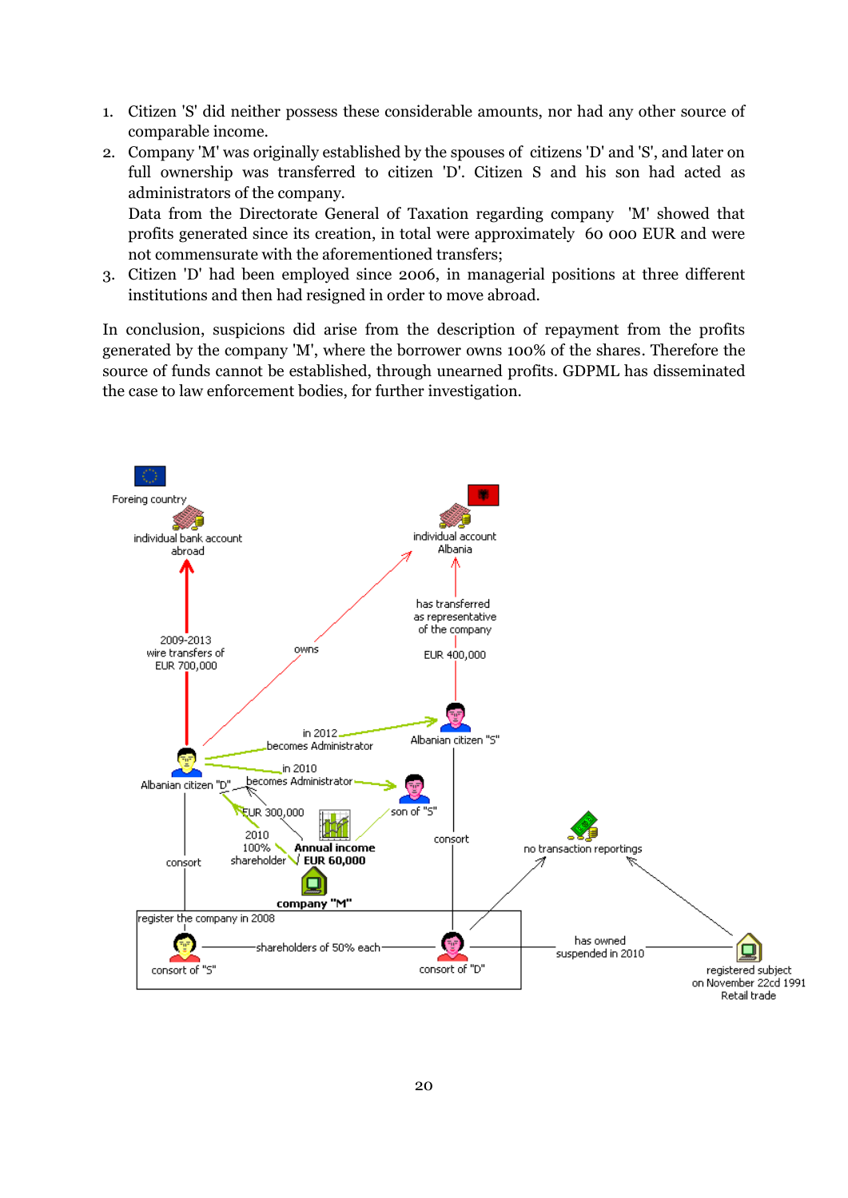1. Citizen 'S' did neither possess these considerable amounts, nor had any other source of comparable income.
2. Company 'M' was originally established by the spouses of citizens 'D' and 'S', and later on full ownership was transferred to citizen 'D'. Citizen S and his son had acted as administrators of the company.

   Data from the Directorate General of Taxation regarding company 'M' showed that profits generated since its creation, in total were approximately 60 000 EUR and were not commensurate with the aforementioned transfers;
3. Citizen 'D' had been employed since 2006, in managerial positions at three different institutions and then had resigned in order to move abroad.

In conclusion, suspicions did arise from the description of repayment from the profits generated by the company 'M', where the borrower owns 100% of the shares. Therefore the source of funds cannot be established, through unearned profits. GDPML has disseminated the case to law enforcement bodies, for further investigation.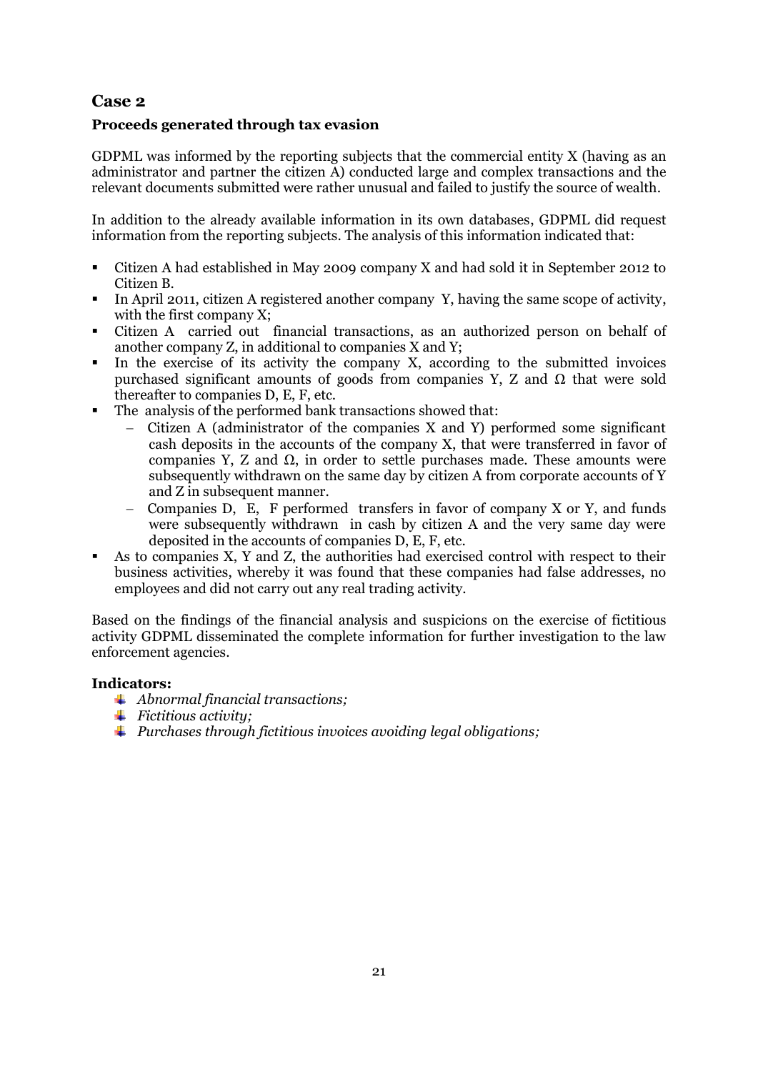## Case 2

### Proceeds generated through tax evasion

GDPML was informed by the reporting subjects that the commercial entity X (having as an administrator and partner the citizen A) conducted large and complex transactions and the relevant documents submitted were rather unusual and failed to justify the source of wealth.

In addition to the already available information in its own databases, GDPML did request information from the reporting subjects. The analysis of this information indicated that:

- Citizen A had established in May 2009 company X and had sold it in September 2012 to Citizen B.
- In April 2011, citizen A registered another company Y, having the same scope of activity, with the first company X;
- Citizen A carried out financial transactions, as an authorized person on behalf of another company Z, in additional to companies X and Y;
- In the exercise of its activity the company X, according to the submitted invoices purchased significant amounts of goods from companies Y, Z and Ω that were sold thereafter to companies D, E, F, etc.
- The analysis of the performed bank transactions showed that:
  - Citizen A (administrator of the companies X and Y) performed some significant cash deposits in the accounts of the company X, that were transferred in favor of companies Y, Z and Ω, in order to settle purchases made. These amounts were subsequently withdrawn on the same day by citizen A from corporate accounts of Y and Z in subsequent manner.
  - Companies D, E, F performed transfers in favor of company X or Y, and funds were subsequently withdrawn in cash by citizen A and the very same day were deposited in the accounts of companies D, E, F, etc.
- As to companies X, Y and Z, the authorities had exercised control with respect to their business activities, whereby it was found that these companies had false addresses, no employees and did not carry out any real trading activity.

Based on the findings of the financial analysis and suspicions on the exercise of fictitious activity GDPML disseminated the complete information for further investigation to the law enforcement agencies.

**Indicators:**

- *Abnormal financial transactions;*
- *Fictitious activity;*
- *Purchases through fictitious invoices avoiding legal obligations;*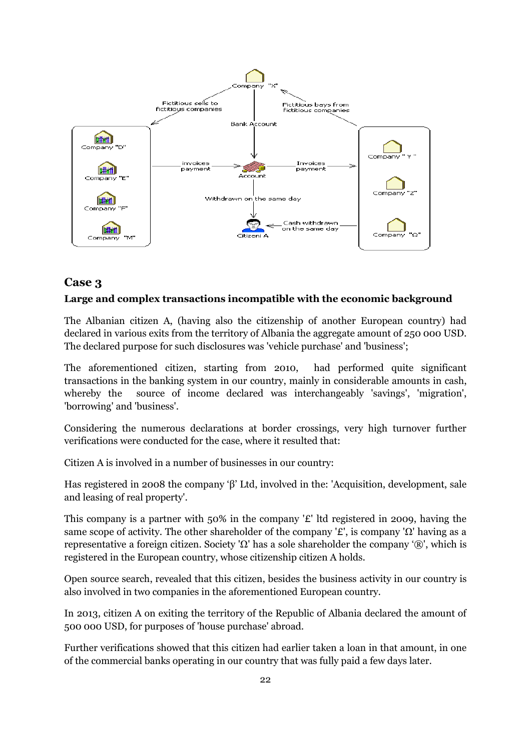## Case 3

**Large and complex transactions incompatible with the economic background**

The Albanian citizen A, (having also the citizenship of another European country) had declared in various exits from the territory of Albania the aggregate amount of 250 000 USD. The declared purpose for such disclosures was 'vehicle purchase' and 'business';

The aforementioned citizen, starting from 2010, had performed quite significant transactions in the banking system in our country, mainly in considerable amounts in cash, whereby the source of income declared was interchangeably 'savings', 'migration', 'borrowing' and 'business'.

Considering the numerous declarations at border crossings, very high turnover further verifications were conducted for the case, where it resulted that:

Citizen A is involved in a number of businesses in our country:

Has registered in 2008 the company 'β' Ltd, involved in the: 'Acquisition, development, sale and leasing of real property'.

This company is a partner with 50% in the company '£' ltd registered in 2009, having the same scope of activity. The other shareholder of the company '£', is company 'Ω' having as a representative a foreign citizen. Society 'Ω' has a sole shareholder the company '®', which is registered in the European country, whose citizenship citizen A holds.

Open source search, revealed that this citizen, besides the business activity in our country is also involved in two companies in the aforementioned European country.

In 2013, citizen A on exiting the territory of the Republic of Albania declared the amount of 500 000 USD, for purposes of 'house purchase' abroad.

Further verifications showed that this citizen had earlier taken a loan in that amount, in one of the commercial banks operating in our country that was fully paid a few days later.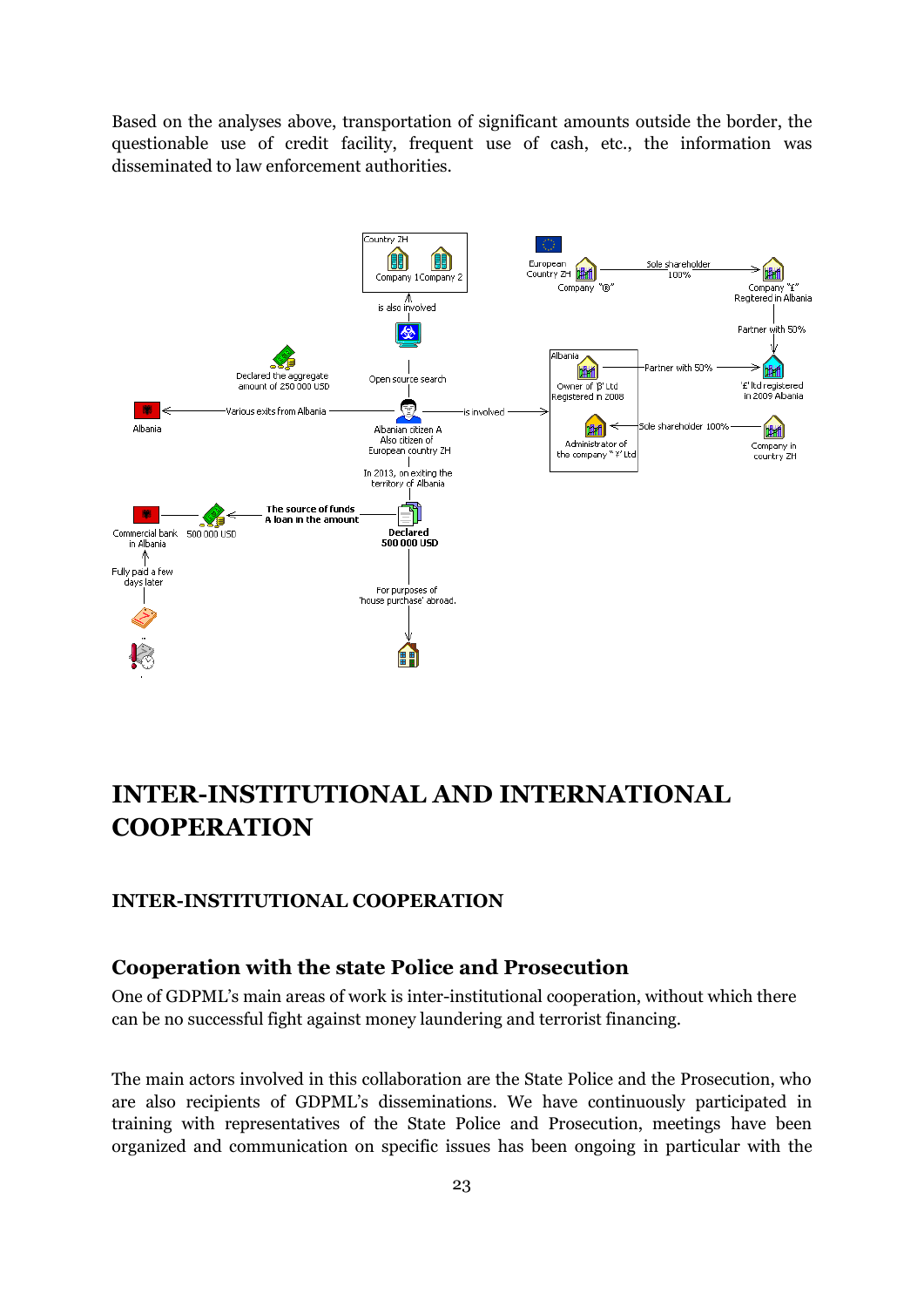Based on the analyses above, transportation of significant amounts outside the border, the questionable use of credit facility, frequent use of cash, etc., the information was disseminated to law enforcement authorities.

# INTER-INSTITUTIONAL AND INTERNATIONAL COOPERATION

## INTER-INSTITUTIONAL COOPERATION

### Cooperation with the state Police and Prosecution

One of GDPML's main areas of work is inter-institutional cooperation, without which there can be no successful fight against money laundering and terrorist financing.

The main actors involved in this collaboration are the State Police and the Prosecution, who are also recipients of GDPML's disseminations. We have continuously participated in training with representatives of the State Police and Prosecution, meetings have been organized and communication on specific issues has been ongoing in particular with the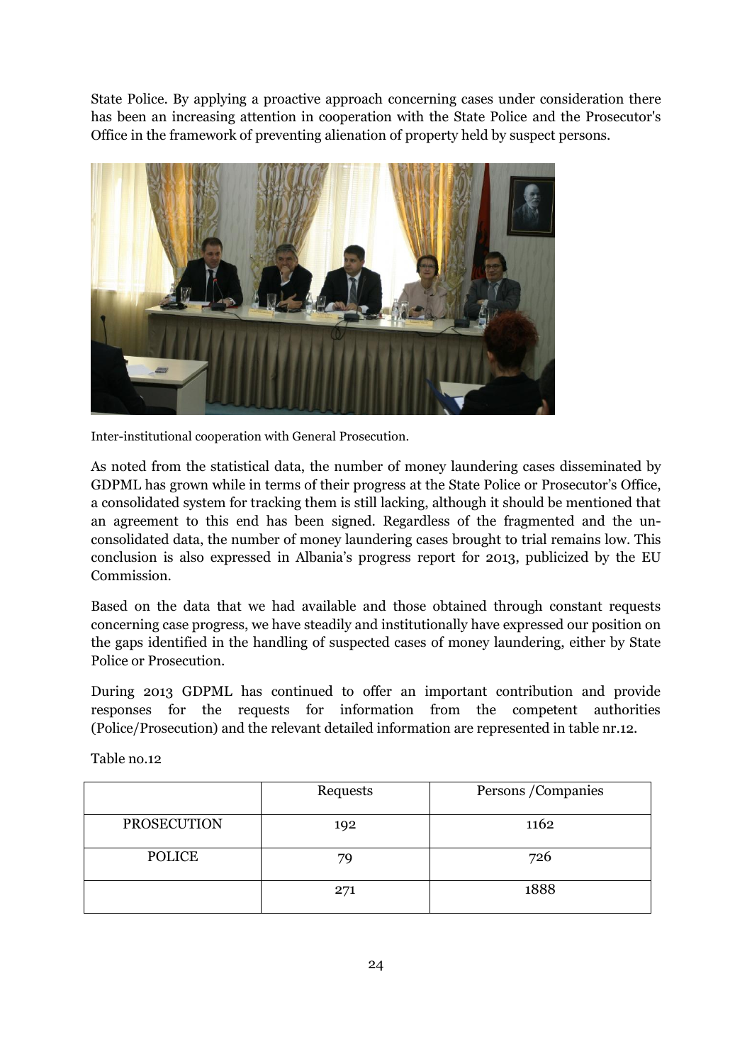State Police. By applying a proactive approach concerning cases under consideration there has been an increasing attention in cooperation with the State Police and the Prosecutor's Office in the framework of preventing alienation of property held by suspect persons.

Inter-institutional cooperation with General Prosecution.

As noted from the statistical data, the number of money laundering cases disseminated by GDPML has grown while in terms of their progress at the State Police or Prosecutor's Office, a consolidated system for tracking them is still lacking, although it should be mentioned that an agreement to this end has been signed. Regardless of the fragmented and the un-consolidated data, the number of money laundering cases brought to trial remains low. This conclusion is also expressed in Albania's progress report for 2013, publicized by the EU Commission.

Based on the data that we had available and those obtained through constant requests concerning case progress, we have steadily and institutionally have expressed our position on the gaps identified in the handling of suspected cases of money laundering, either by State Police or Prosecution.

During 2013 GDPML has continued to offer an important contribution and provide responses for the requests for information from the competent authorities (Police/Prosecution) and the relevant detailed information are represented in table nr.12.

Table no.12

| | Requests | Persons /Companies |
|---|---|---|
| PROSECUTION | 192 | 1162 |
| POLICE | 79 | 726 |
| | 271 | 1888 |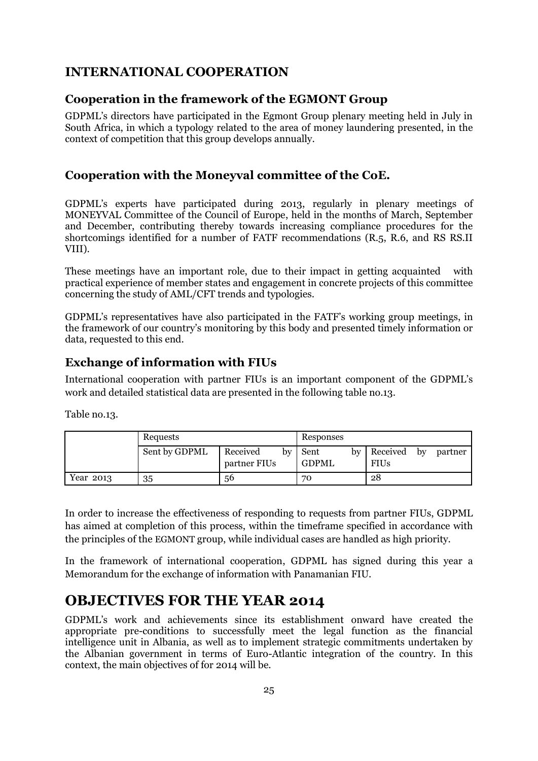## INTERNATIONAL COOPERATION

### Cooperation in the framework of the EGMONT Group

GDPML's directors have participated in the Egmont Group plenary meeting held in July in South Africa, in which a typology related to the area of money laundering presented, in the context of competition that this group develops annually.

### Cooperation with the Moneyval committee of the CoE.

GDPML's experts have participated during 2013, regularly in plenary meetings of MONEYVAL Committee of the Council of Europe, held in the months of March, September and December, contributing thereby towards increasing compliance procedures for the shortcomings identified for a number of FATF recommendations (R.5, R.6, and RS RS.II VIII).

These meetings have an important role, due to their impact in getting acquainted with practical experience of member states and engagement in concrete projects of this committee concerning the study of AML/CFT trends and typologies.

GDPML's representatives have also participated in the FATF's working group meetings, in the framework of our country's monitoring by this body and presented timely information or data, requested to this end.

### Exchange of information with FIUs

International cooperation with partner FIUs is an important component of the GDPML's work and detailed statistical data are presented in the following table no.13.

Table no.13.

| | Requests | | Responses | |
|---|---|---|---|---|
| | Sent by GDPML | Received by partner FIUs | Sent by GDPML | Received by partner FIUs |
| Year 2013 | 35 | 56 | 70 | 28 |

In order to increase the effectiveness of responding to requests from partner FIUs, GDPML has aimed at completion of this process, within the timeframe specified in accordance with the principles of the EGMONT group, while individual cases are handled as high priority.

In the framework of international cooperation, GDPML has signed during this year a Memorandum for the exchange of information with Panamanian FIU.

# OBJECTIVES FOR THE YEAR 2014

GDPML's work and achievements since its establishment onward have created the appropriate pre-conditions to successfully meet the legal function as the financial intelligence unit in Albania, as well as to implement strategic commitments undertaken by the Albanian government in terms of Euro-Atlantic integration of the country. In this context, the main objectives of for 2014 will be.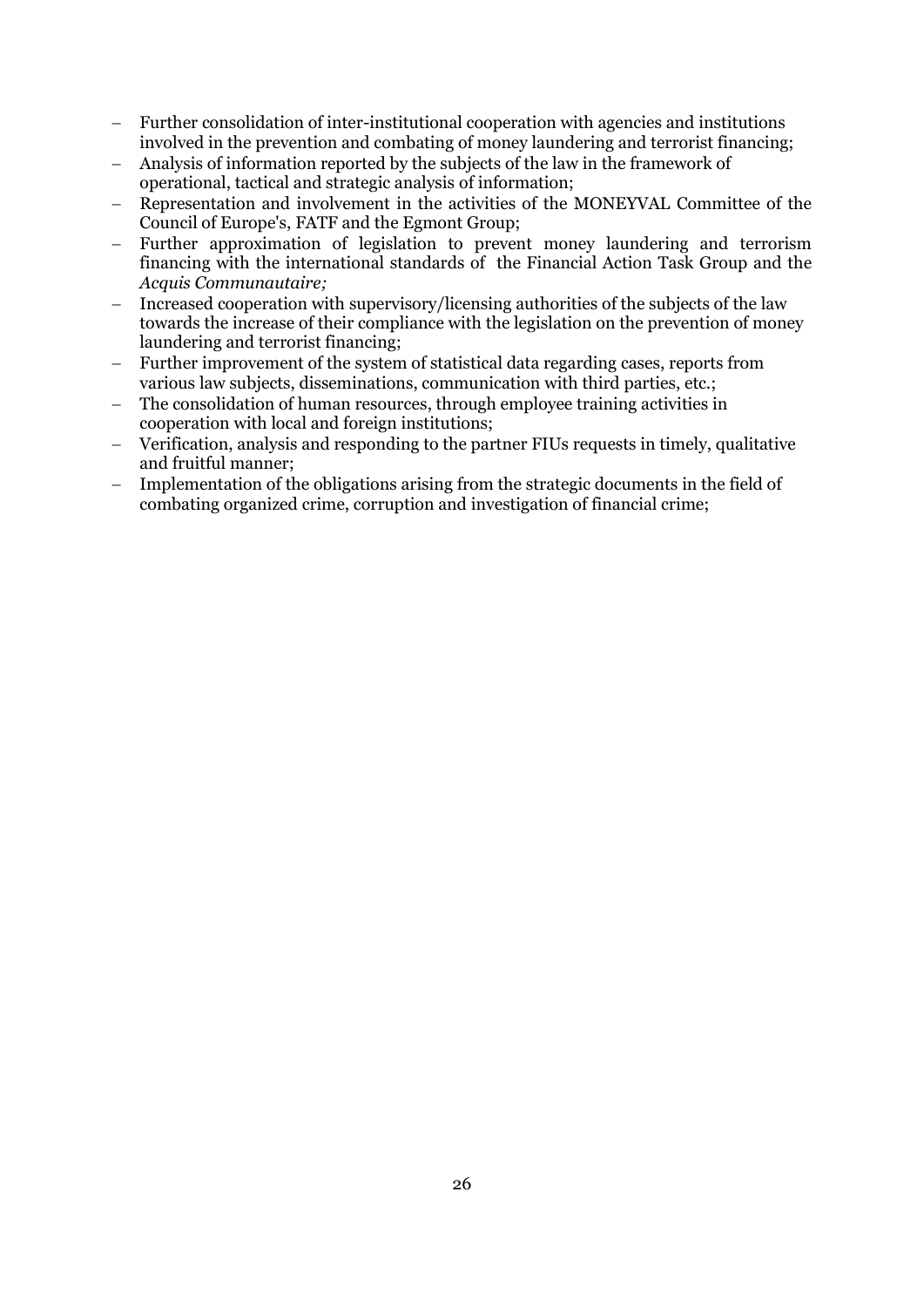- Further consolidation of inter-institutional cooperation with agencies and institutions involved in the prevention and combating of money laundering and terrorist financing;
- Analysis of information reported by the subjects of the law in the framework of operational, tactical and strategic analysis of information;
- Representation and involvement in the activities of the MONEYVAL Committee of the Council of Europe's, FATF and the Egmont Group;
- Further approximation of legislation to prevent money laundering and terrorism financing with the international standards of the Financial Action Task Group and the *Acquis Communautaire;*
- Increased cooperation with supervisory/licensing authorities of the subjects of the law towards the increase of their compliance with the legislation on the prevention of money laundering and terrorist financing;
- Further improvement of the system of statistical data regarding cases, reports from various law subjects, disseminations, communication with third parties, etc.;
- The consolidation of human resources, through employee training activities in cooperation with local and foreign institutions;
- Verification, analysis and responding to the partner FIUs requests in timely, qualitative and fruitful manner;
- Implementation of the obligations arising from the strategic documents in the field of combating organized crime, corruption and investigation of financial crime;